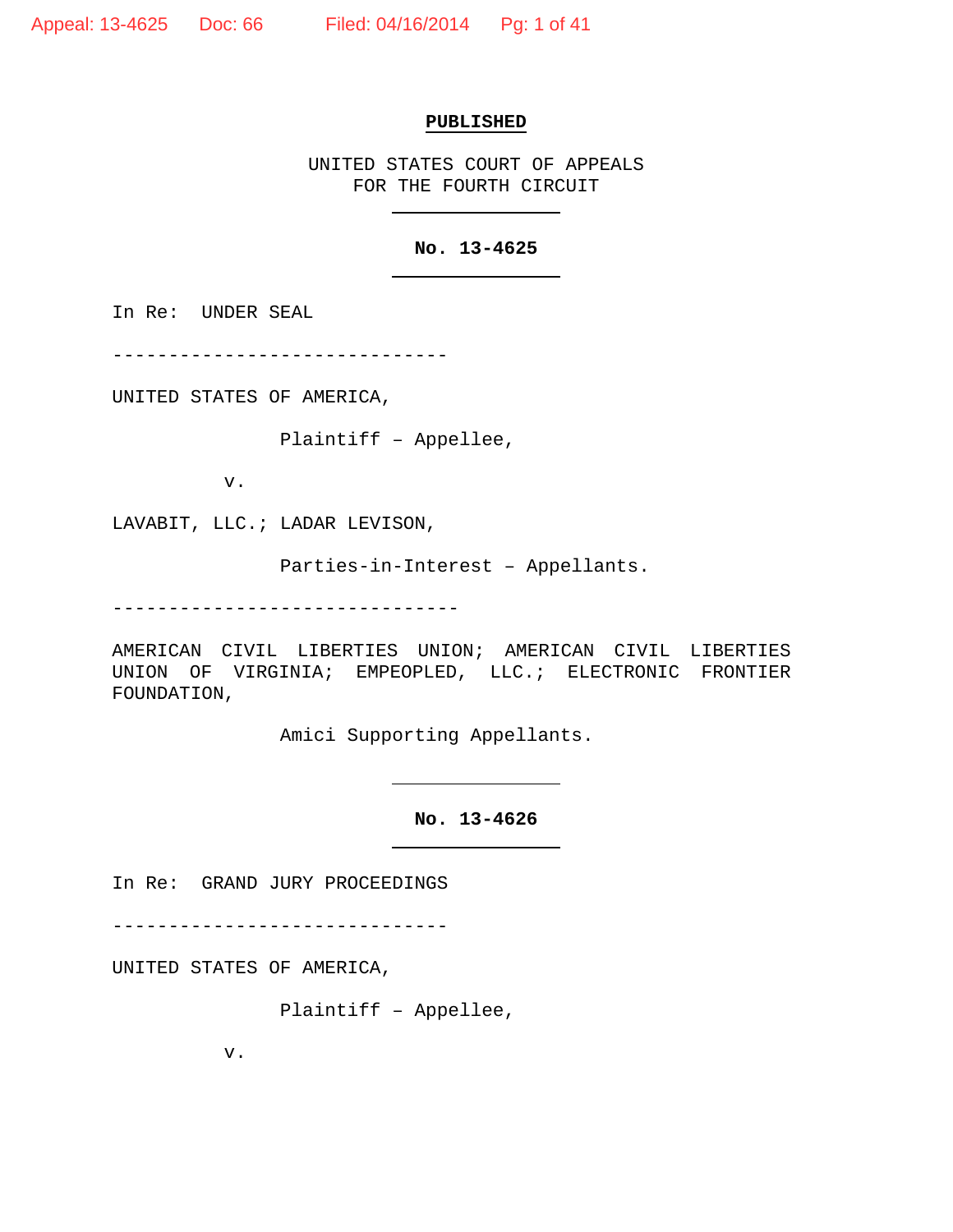**PUBLISHED**

UNITED STATES COURT OF APPEALS
FOR THE FOURTH CIRCUIT

---

**No. 13-4625**

---

In Re: UNDER SEAL

------------------------------

UNITED STATES OF AMERICA,

Plaintiff – Appellee,

v.

LAVABIT, LLC.; LADAR LEVISON,

Parties-in-Interest – Appellants.

-------------------------------

AMERICAN CIVIL LIBERTIES UNION; AMERICAN CIVIL LIBERTIES UNION OF VIRGINIA; EMPEOPLED, LLC.; ELECTRONIC FRONTIER FOUNDATION,

Amici Supporting Appellants.

---

**No. 13-4626**

---

In Re: GRAND JURY PROCEEDINGS

------------------------------

UNITED STATES OF AMERICA,

Plaintiff – Appellee,

v.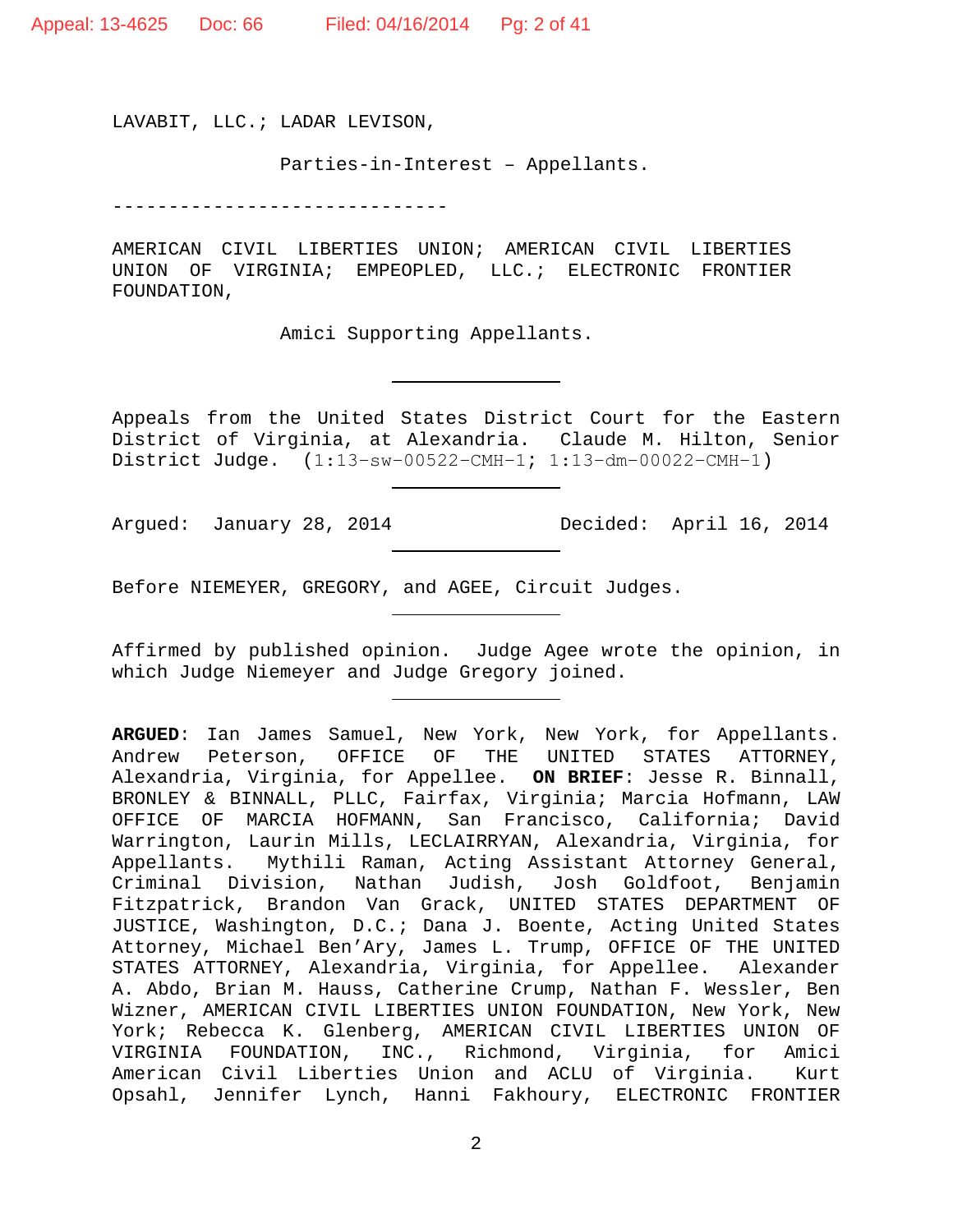LAVABIT, LLC.; LADAR LEVISON,

Parties-in-Interest – Appellants.

------------------------------

AMERICAN CIVIL LIBERTIES UNION; AMERICAN CIVIL LIBERTIES UNION OF VIRGINIA; EMPEOPLED, LLC.; ELECTRONIC FRONTIER FOUNDATION,

Amici Supporting Appellants.

---

Appeals from the United States District Court for the Eastern District of Virginia, at Alexandria. Claude M. Hilton, Senior District Judge. (1:13-sw-00522-CMH-1; 1:13-dm-00022-CMH-1)

---

Argued: January 28, 2014 Decided: April 16, 2014

---

Before NIEMEYER, GREGORY, and AGEE, Circuit Judges.

---

Affirmed by published opinion. Judge Agee wrote the opinion, in which Judge Niemeyer and Judge Gregory joined.

---

**ARGUED**: Ian James Samuel, New York, New York, for Appellants. Andrew Peterson, OFFICE OF THE UNITED STATES ATTORNEY, Alexandria, Virginia, for Appellee. **ON BRIEF**: Jesse R. Binnall, BRONLEY & BINNALL, PLLC, Fairfax, Virginia; Marcia Hofmann, LAW OFFICE OF MARCIA HOFMANN, San Francisco, California; David Warrington, Laurin Mills, LECLAIRRYAN, Alexandria, Virginia, for Appellants. Mythili Raman, Acting Assistant Attorney General, Criminal Division, Nathan Judish, Josh Goldfoot, Benjamin Fitzpatrick, Brandon Van Grack, UNITED STATES DEPARTMENT OF JUSTICE, Washington, D.C.; Dana J. Boente, Acting United States Attorney, Michael Ben'Ary, James L. Trump, OFFICE OF THE UNITED STATES ATTORNEY, Alexandria, Virginia, for Appellee. Alexander A. Abdo, Brian M. Hauss, Catherine Crump, Nathan F. Wessler, Ben Wizner, AMERICAN CIVIL LIBERTIES UNION FOUNDATION, New York, New York; Rebecca K. Glenberg, AMERICAN CIVIL LIBERTIES UNION OF VIRGINIA FOUNDATION, INC., Richmond, Virginia, for Amici American Civil Liberties Union and ACLU of Virginia. Kurt Opsahl, Jennifer Lynch, Hanni Fakhoury, ELECTRONIC FRONTIER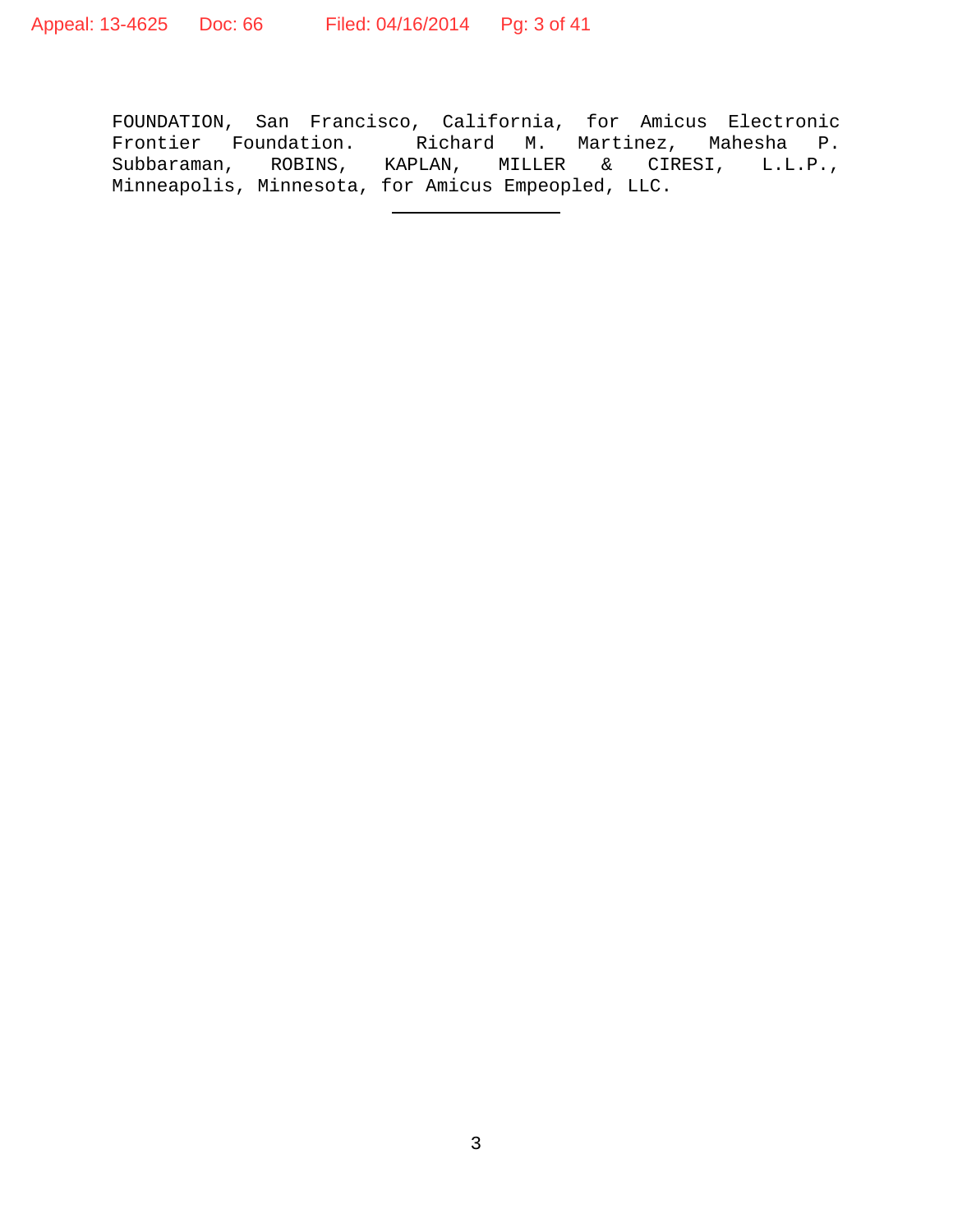FOUNDATION, San Francisco, California, for Amicus Electronic Frontier Foundation. Richard M. Martinez, Mahesha P. Subbaraman, ROBINS, KAPLAN, MILLER & CIRESI, L.L.P., Minneapolis, Minnesota, for Amicus Empeopled, LLC.

---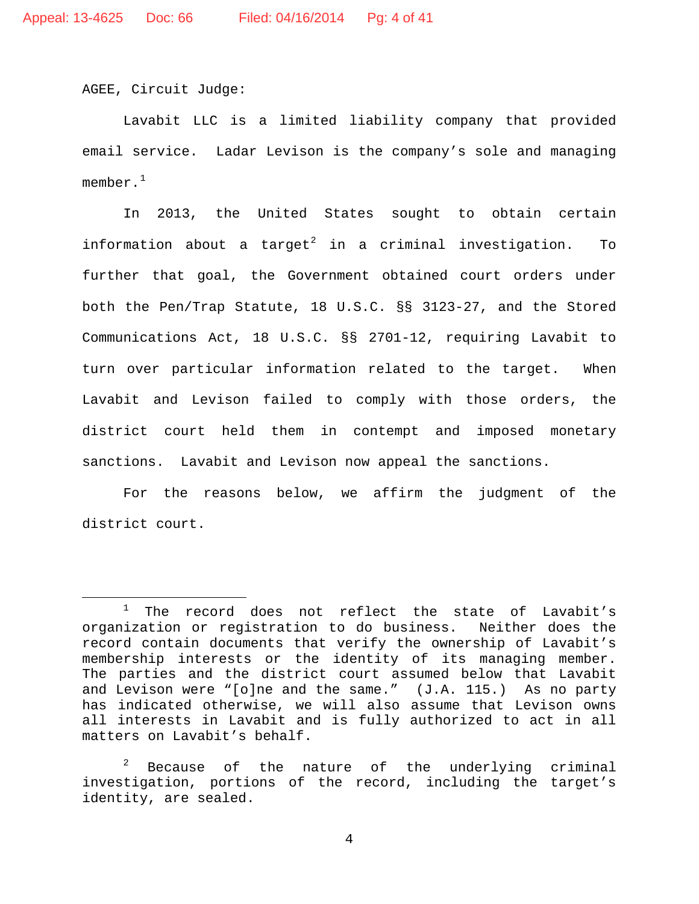AGEE, Circuit Judge:

Lavabit LLC is a limited liability company that provided email service. Ladar Levison is the company's sole and managing member.[1]

In 2013, the United States sought to obtain certain information about a target[2] in a criminal investigation. To further that goal, the Government obtained court orders under both the Pen/Trap Statute, 18 U.S.C. §§ 3123-27, and the Stored Communications Act, 18 U.S.C. §§ 2701-12, requiring Lavabit to turn over particular information related to the target. When Lavabit and Levison failed to comply with those orders, the district court held them in contempt and imposed monetary sanctions. Lavabit and Levison now appeal the sanctions.

For the reasons below, we affirm the judgment of the district court.

---

[1] The record does not reflect the state of Lavabit's organization or registration to do business. Neither does the record contain documents that verify the ownership of Lavabit's membership interests or the identity of its managing member. The parties and the district court assumed below that Lavabit and Levison were "[o]ne and the same." (J.A. 115.) As no party has indicated otherwise, we will also assume that Levison owns all interests in Lavabit and is fully authorized to act in all matters on Lavabit's behalf.

[2] Because of the nature of the underlying criminal investigation, portions of the record, including the target's identity, are sealed.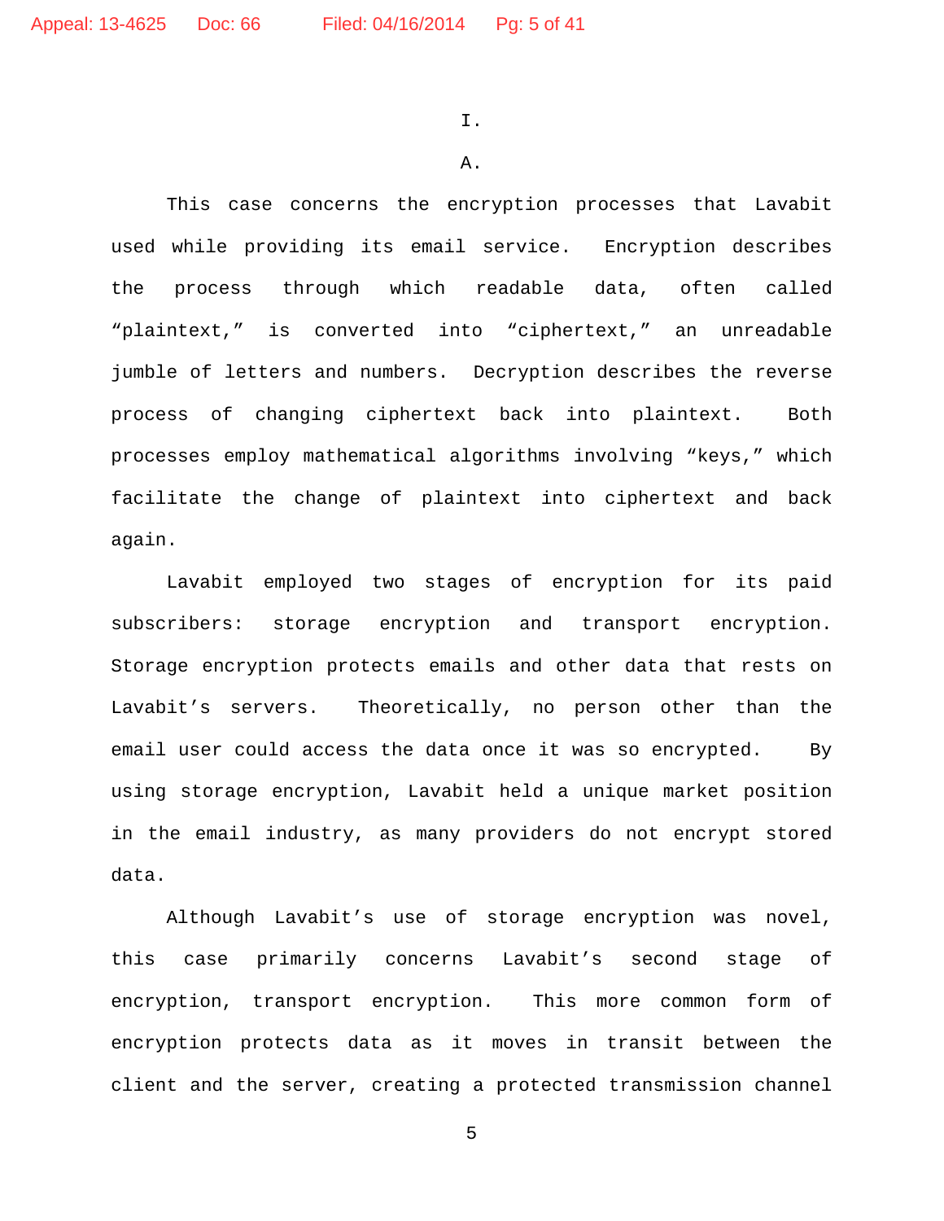# I.

## A.

This case concerns the encryption processes that Lavabit used while providing its email service. Encryption describes the process through which readable data, often called "plaintext," is converted into "ciphertext," an unreadable jumble of letters and numbers. Decryption describes the reverse process of changing ciphertext back into plaintext. Both processes employ mathematical algorithms involving "keys," which facilitate the change of plaintext into ciphertext and back again.

Lavabit employed two stages of encryption for its paid subscribers: storage encryption and transport encryption. Storage encryption protects emails and other data that rests on Lavabit's servers. Theoretically, no person other than the email user could access the data once it was so encrypted. By using storage encryption, Lavabit held a unique market position in the email industry, as many providers do not encrypt stored data.

Although Lavabit's use of storage encryption was novel, this case primarily concerns Lavabit's second stage of encryption, transport encryption. This more common form of encryption protects data as it moves in transit between the client and the server, creating a protected transmission channel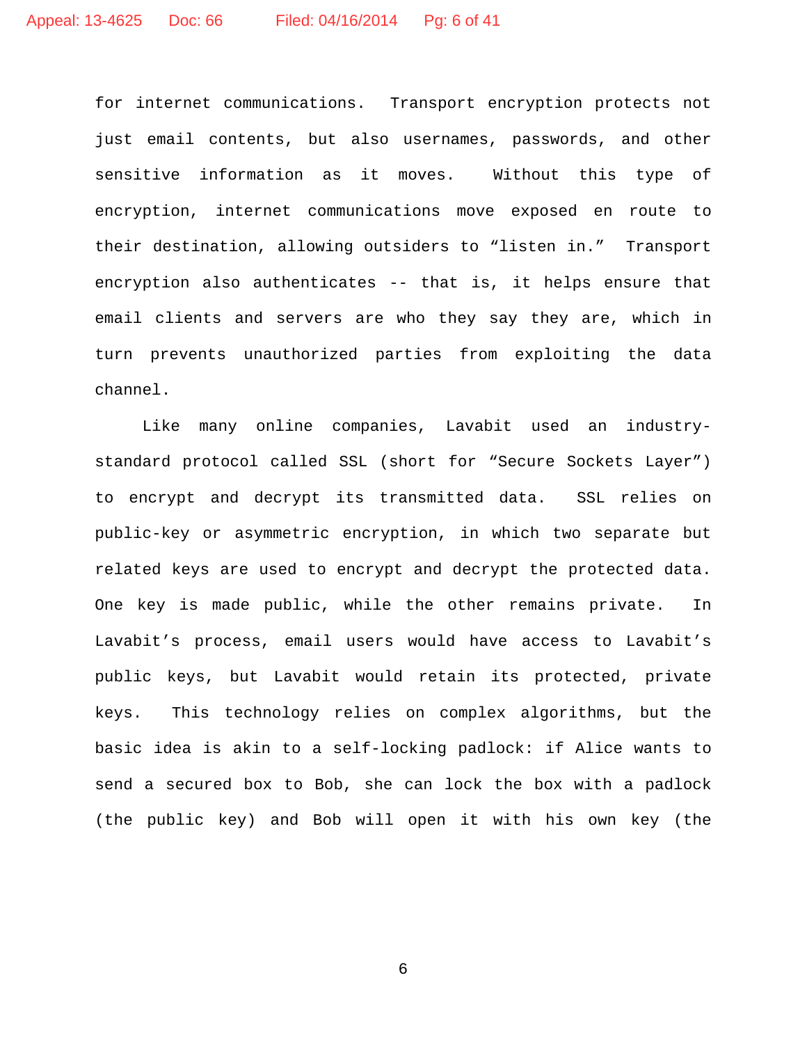for internet communications. Transport encryption protects not just email contents, but also usernames, passwords, and other sensitive information as it moves. Without this type of encryption, internet communications move exposed en route to their destination, allowing outsiders to "listen in." Transport encryption also authenticates -- that is, it helps ensure that email clients and servers are who they say they are, which in turn prevents unauthorized parties from exploiting the data channel.

Like many online companies, Lavabit used an industry-standard protocol called SSL (short for "Secure Sockets Layer") to encrypt and decrypt its transmitted data. SSL relies on public-key or asymmetric encryption, in which two separate but related keys are used to encrypt and decrypt the protected data. One key is made public, while the other remains private. In Lavabit's process, email users would have access to Lavabit's public keys, but Lavabit would retain its protected, private keys. This technology relies on complex algorithms, but the basic idea is akin to a self-locking padlock: if Alice wants to send a secured box to Bob, she can lock the box with a padlock (the public key) and Bob will open it with his own key (the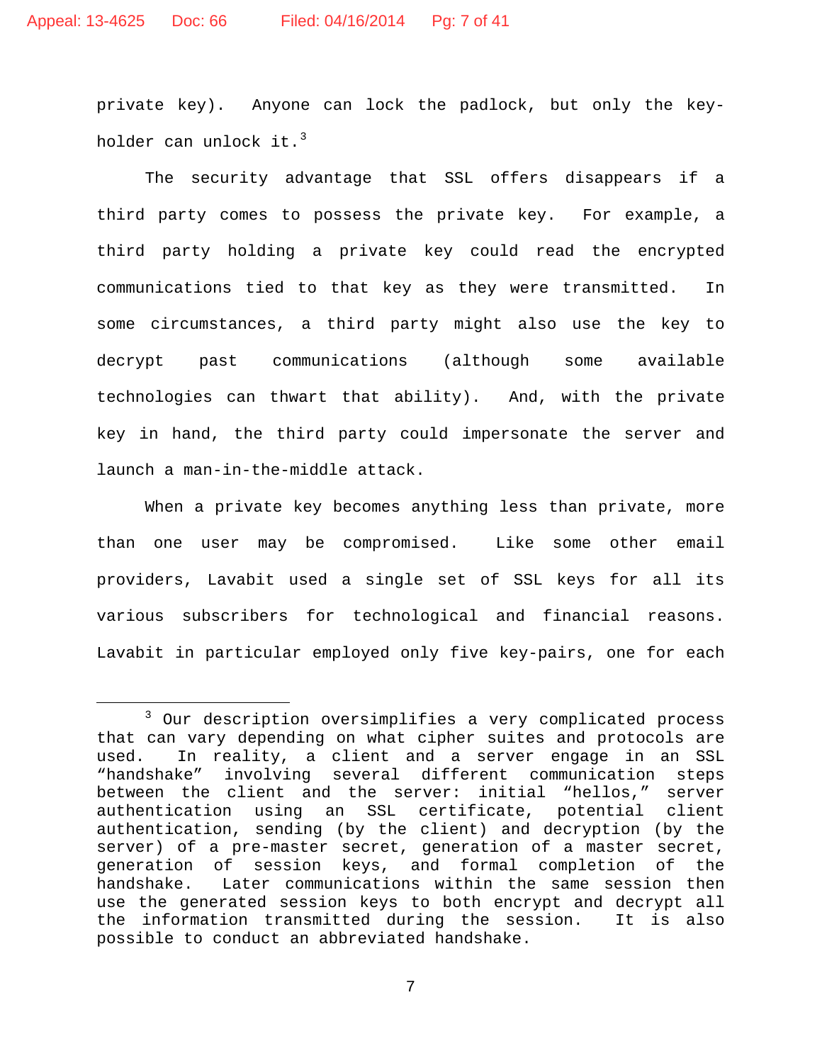private key). Anyone can lock the padlock, but only the key-holder can unlock it.[3]

The security advantage that SSL offers disappears if a third party comes to possess the private key. For example, a third party holding a private key could read the encrypted communications tied to that key as they were transmitted. In some circumstances, a third party might also use the key to decrypt past communications (although some available technologies can thwart that ability). And, with the private key in hand, the third party could impersonate the server and launch a man-in-the-middle attack.

When a private key becomes anything less than private, more than one user may be compromised. Like some other email providers, Lavabit used a single set of SSL keys for all its various subscribers for technological and financial reasons. Lavabit in particular employed only five key-pairs, one for each

---

[3] Our description oversimplifies a very complicated process that can vary depending on what cipher suites and protocols are used. In reality, a client and a server engage in an SSL "handshake" involving several different communication steps between the client and the server: initial "hellos," server authentication using an SSL certificate, potential client authentication, sending (by the client) and decryption (by the server) of a pre-master secret, generation of a master secret, generation of session keys, and formal completion of the handshake. Later communications within the same session then use the generated session keys to both encrypt and decrypt all the information transmitted during the session. It is also possible to conduct an abbreviated handshake.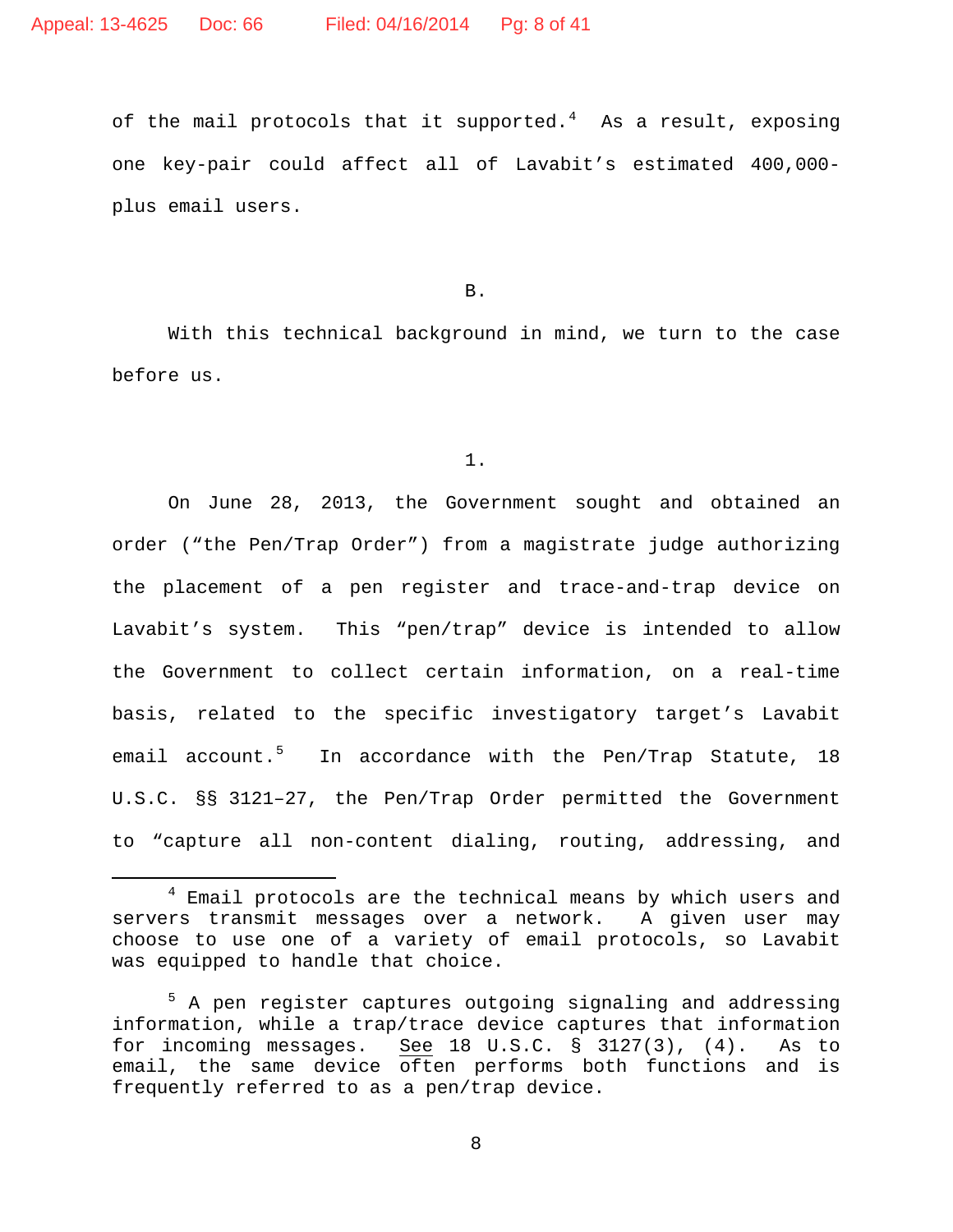of the mail protocols that it supported.[4] As a result, exposing one key-pair could affect all of Lavabit's estimated 400,000-plus email users.

B.

With this technical background in mind, we turn to the case before us.

1.

On June 28, 2013, the Government sought and obtained an order ("the Pen/Trap Order") from a magistrate judge authorizing the placement of a pen register and trace-and-trap device on Lavabit's system. This "pen/trap" device is intended to allow the Government to collect certain information, on a real-time basis, related to the specific investigatory target's Lavabit email account.[5] In accordance with the Pen/Trap Statute, 18 U.S.C. §§ 3121–27, the Pen/Trap Order permitted the Government to "capture all non-content dialing, routing, addressing, and

---

[4] Email protocols are the technical means by which users and servers transmit messages over a network. A given user may choose to use one of a variety of email protocols, so Lavabit was equipped to handle that choice.

[5] A pen register captures outgoing signaling and addressing information, while a trap/trace device captures that information for incoming messages. See 18 U.S.C. § 3127(3), (4). As to email, the same device often performs both functions and is frequently referred to as a pen/trap device.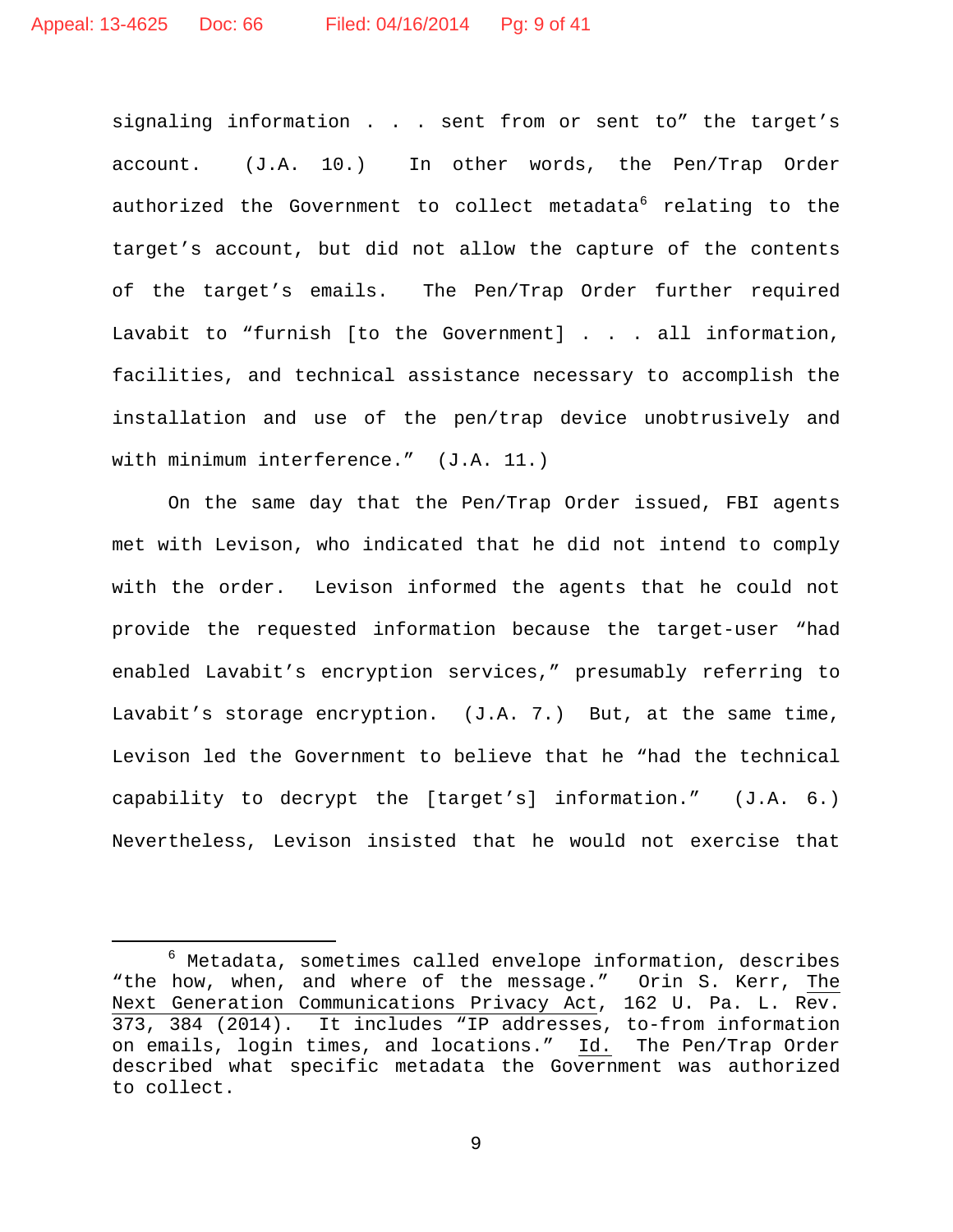signaling information . . . sent from or sent to" the target's account. (J.A. 10.) In other words, the Pen/Trap Order authorized the Government to collect metadata[6] relating to the target's account, but did not allow the capture of the contents of the target's emails. The Pen/Trap Order further required Lavabit to "furnish [to the Government] . . . all information, facilities, and technical assistance necessary to accomplish the installation and use of the pen/trap device unobtrusively and with minimum interference." (J.A. 11.)

On the same day that the Pen/Trap Order issued, FBI agents met with Levison, who indicated that he did not intend to comply with the order. Levison informed the agents that he could not provide the requested information because the target-user "had enabled Lavabit's encryption services," presumably referring to Lavabit's storage encryption. (J.A. 7.) But, at the same time, Levison led the Government to believe that he "had the technical capability to decrypt the [target's] information." (J.A. 6.) Nevertheless, Levison insisted that he would not exercise that

---

[6] Metadata, sometimes called envelope information, describes "the how, when, and where of the message." Orin S. Kerr, <u>The Next Generation Communications Privacy Act</u>, 162 U. Pa. L. Rev. 373, 384 (2014). It includes "IP addresses, to-from information on emails, login times, and locations." <u>Id.</u> The Pen/Trap Order described what specific metadata the Government was authorized to collect.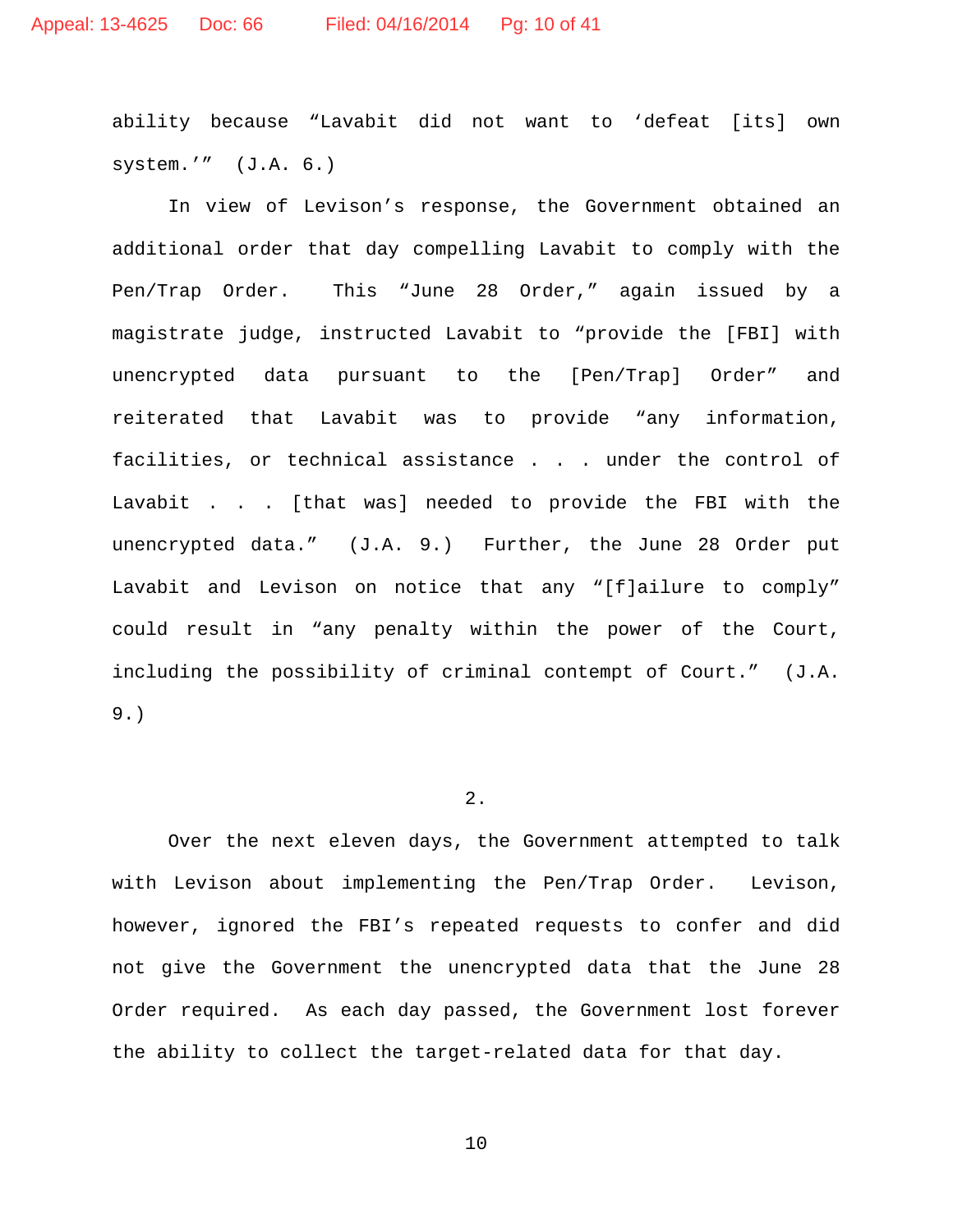ability because "Lavabit did not want to 'defeat [its] own system.'" (J.A. 6.)

In view of Levison's response, the Government obtained an additional order that day compelling Lavabit to comply with the Pen/Trap Order. This "June 28 Order," again issued by a magistrate judge, instructed Lavabit to "provide the [FBI] with unencrypted data pursuant to the [Pen/Trap] Order" and reiterated that Lavabit was to provide "any information, facilities, or technical assistance . . . under the control of Lavabit . . . [that was] needed to provide the FBI with the unencrypted data." (J.A. 9.) Further, the June 28 Order put Lavabit and Levison on notice that any "[f]ailure to comply" could result in "any penalty within the power of the Court, including the possibility of criminal contempt of Court." (J.A. 9.)

2.

Over the next eleven days, the Government attempted to talk with Levison about implementing the Pen/Trap Order. Levison, however, ignored the FBI's repeated requests to confer and did not give the Government the unencrypted data that the June 28 Order required. As each day passed, the Government lost forever the ability to collect the target-related data for that day.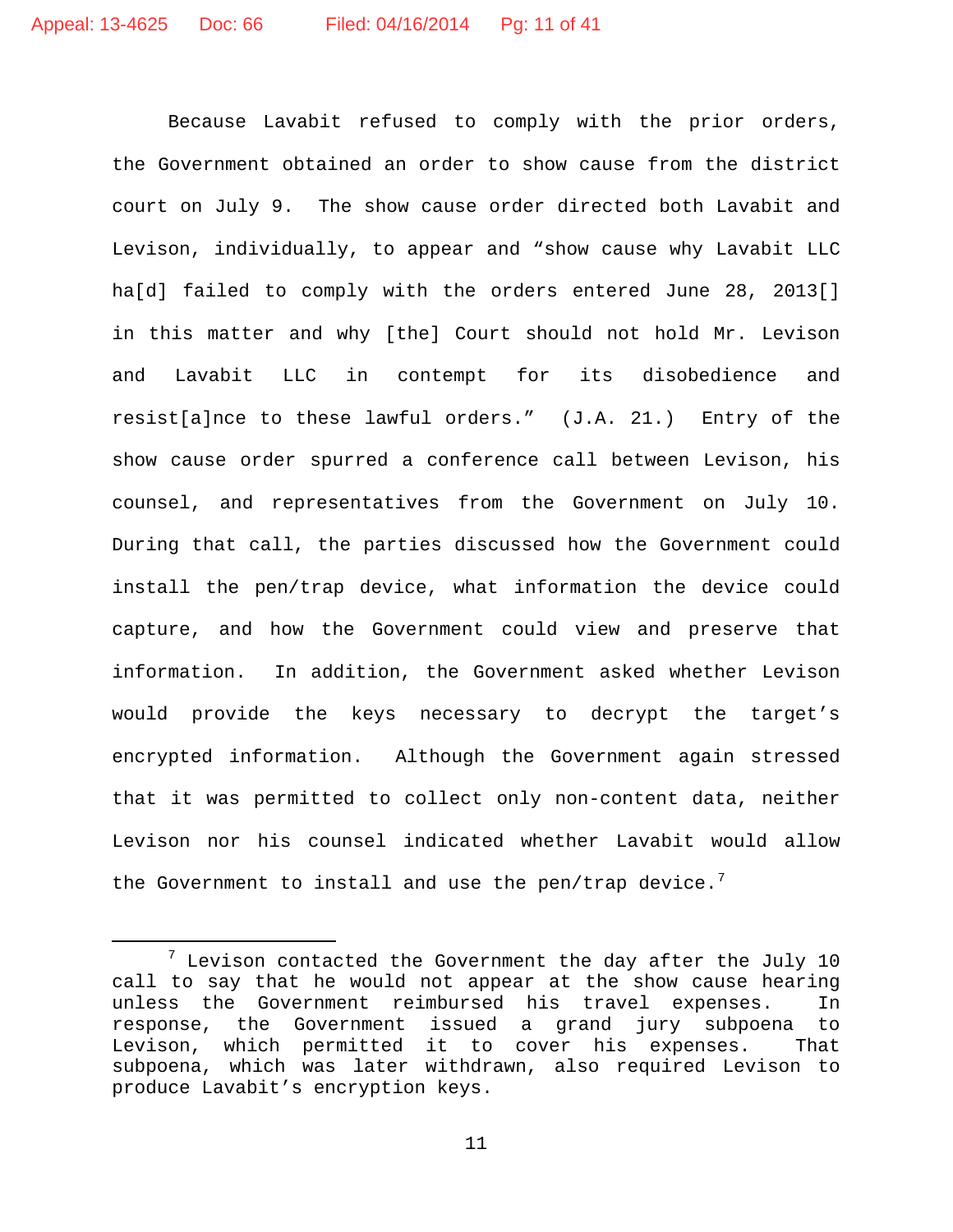Because Lavabit refused to comply with the prior orders, the Government obtained an order to show cause from the district court on July 9. The show cause order directed both Lavabit and Levison, individually, to appear and "show cause why Lavabit LLC ha[d] failed to comply with the orders entered June 28, 2013[] in this matter and why [the] Court should not hold Mr. Levison and Lavabit LLC in contempt for its disobedience and resist[a]nce to these lawful orders." (J.A. 21.) Entry of the show cause order spurred a conference call between Levison, his counsel, and representatives from the Government on July 10. During that call, the parties discussed how the Government could install the pen/trap device, what information the device could capture, and how the Government could view and preserve that information. In addition, the Government asked whether Levison would provide the keys necessary to decrypt the target's encrypted information. Although the Government again stressed that it was permitted to collect only non-content data, neither Levison nor his counsel indicated whether Lavabit would allow the Government to install and use the pen/trap device.[7]

---

[7] Levison contacted the Government the day after the July 10 call to say that he would not appear at the show cause hearing unless the Government reimbursed his travel expenses. In response, the Government issued a grand jury subpoena to Levison, which permitted it to cover his expenses. That subpoena, which was later withdrawn, also required Levison to produce Lavabit's encryption keys.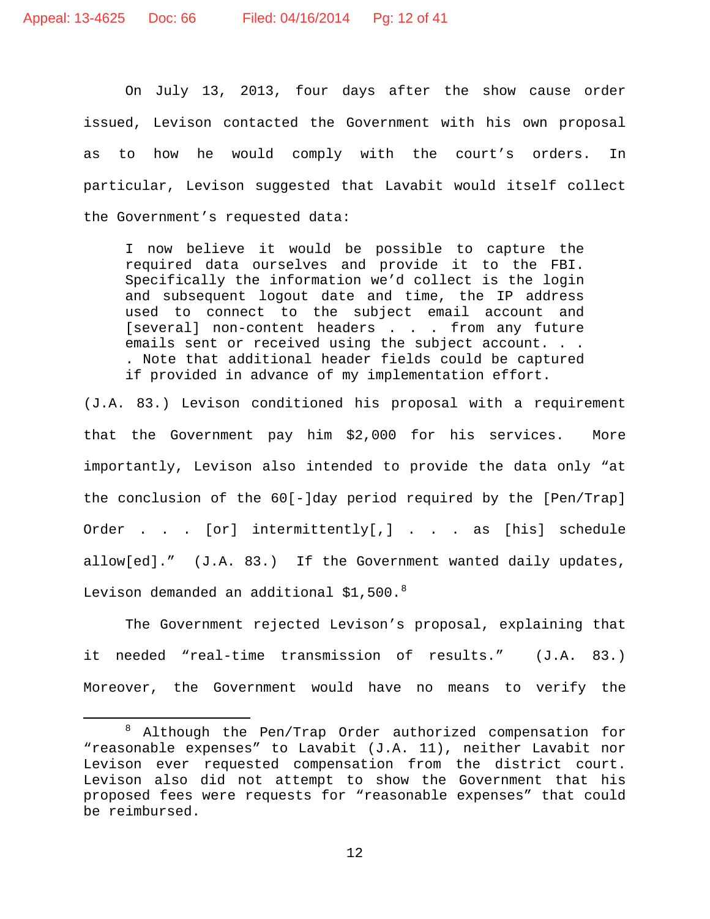On July 13, 2013, four days after the show cause order issued, Levison contacted the Government with his own proposal as to how he would comply with the court's orders. In particular, Levison suggested that Lavabit would itself collect the Government's requested data:

> I now believe it would be possible to capture the required data ourselves and provide it to the FBI. Specifically the information we'd collect is the login and subsequent logout date and time, the IP address used to connect to the subject email account and [several] non-content headers . . . from any future emails sent or received using the subject account. . . . Note that additional header fields could be captured if provided in advance of my implementation effort.

(J.A. 83.) Levison conditioned his proposal with a requirement that the Government pay him $2,000 for his services. More importantly, Levison also intended to provide the data only "at the conclusion of the 60[-]day period required by the [Pen/Trap] Order . . . [or] intermittently[,] . . . as [his] schedule allow[ed]." (J.A. 83.) If the Government wanted daily updates, Levison demanded an additional $1,500.[8]

The Government rejected Levison's proposal, explaining that it needed "real-time transmission of results." (J.A. 83.) Moreover, the Government would have no means to verify the

---

[8] Although the Pen/Trap Order authorized compensation for "reasonable expenses" to Lavabit (J.A. 11), neither Lavabit nor Levison ever requested compensation from the district court. Levison also did not attempt to show the Government that his proposed fees were requests for "reasonable expenses" that could be reimbursed.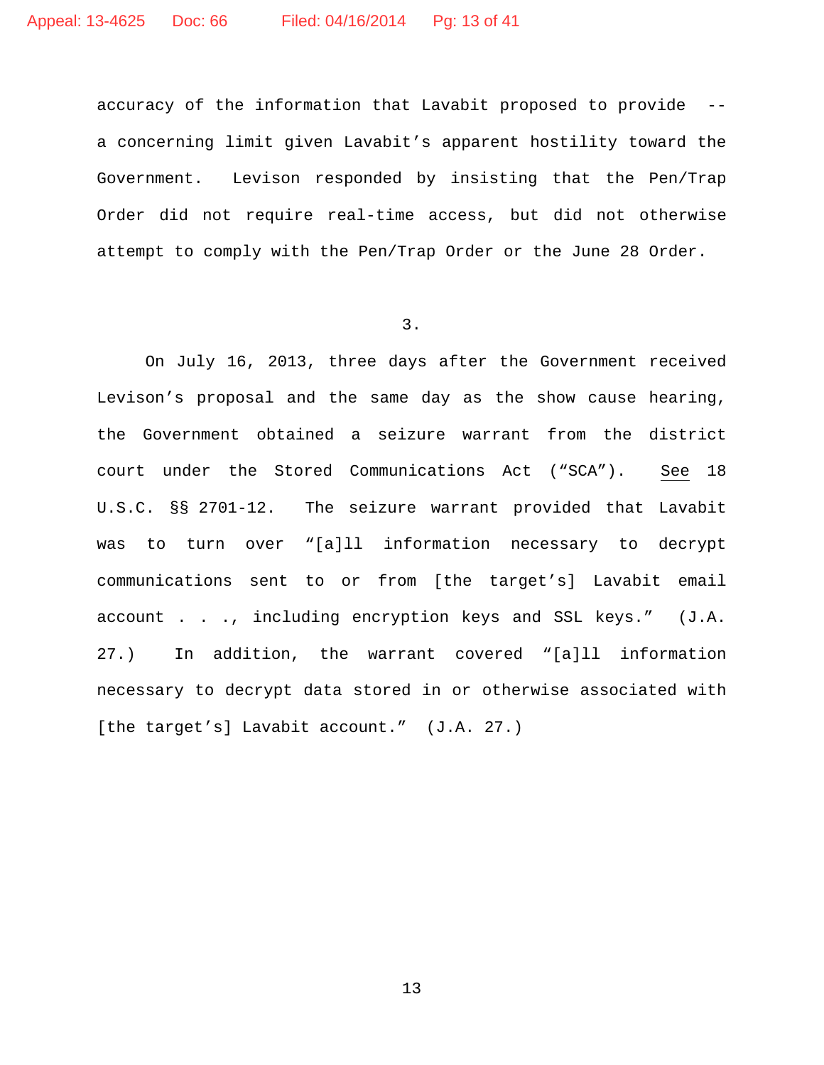accuracy of the information that Lavabit proposed to provide -- a concerning limit given Lavabit's apparent hostility toward the Government. Levison responded by insisting that the Pen/Trap Order did not require real-time access, but did not otherwise attempt to comply with the Pen/Trap Order or the June 28 Order.

3.

On July 16, 2013, three days after the Government received Levison's proposal and the same day as the show cause hearing, the Government obtained a seizure warrant from the district court under the Stored Communications Act ("SCA"). See 18 U.S.C. §§ 2701-12. The seizure warrant provided that Lavabit was to turn over "[a]ll information necessary to decrypt communications sent to or from [the target's] Lavabit email account . . ., including encryption keys and SSL keys." (J.A. 27.) In addition, the warrant covered "[a]ll information necessary to decrypt data stored in or otherwise associated with [the target's] Lavabit account." (J.A. 27.)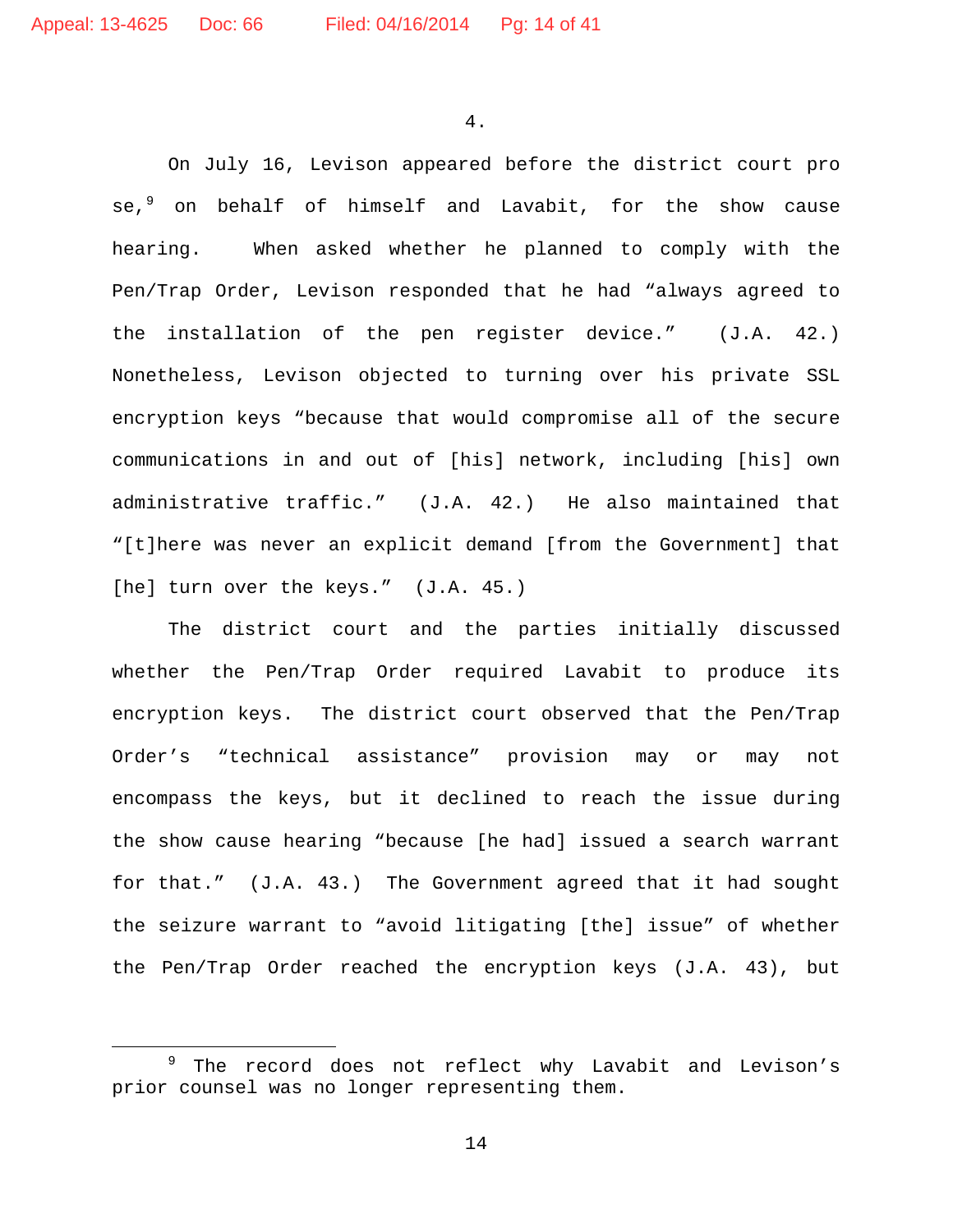4.

On July 16, Levison appeared before the district court pro se,[9] on behalf of himself and Lavabit, for the show cause hearing. When asked whether he planned to comply with the Pen/Trap Order, Levison responded that he had "always agreed to the installation of the pen register device." (J.A. 42.) Nonetheless, Levison objected to turning over his private SSL encryption keys "because that would compromise all of the secure communications in and out of [his] network, including [his] own administrative traffic." (J.A. 42.) He also maintained that "[t]here was never an explicit demand [from the Government] that [he] turn over the keys." (J.A. 45.)

The district court and the parties initially discussed whether the Pen/Trap Order required Lavabit to produce its encryption keys. The district court observed that the Pen/Trap Order's "technical assistance" provision may or may not encompass the keys, but it declined to reach the issue during the show cause hearing "because [he had] issued a search warrant for that." (J.A. 43.) The Government agreed that it had sought the seizure warrant to "avoid litigating [the] issue" of whether the Pen/Trap Order reached the encryption keys (J.A. 43), but

---

[9] The record does not reflect why Lavabit and Levison's prior counsel was no longer representing them.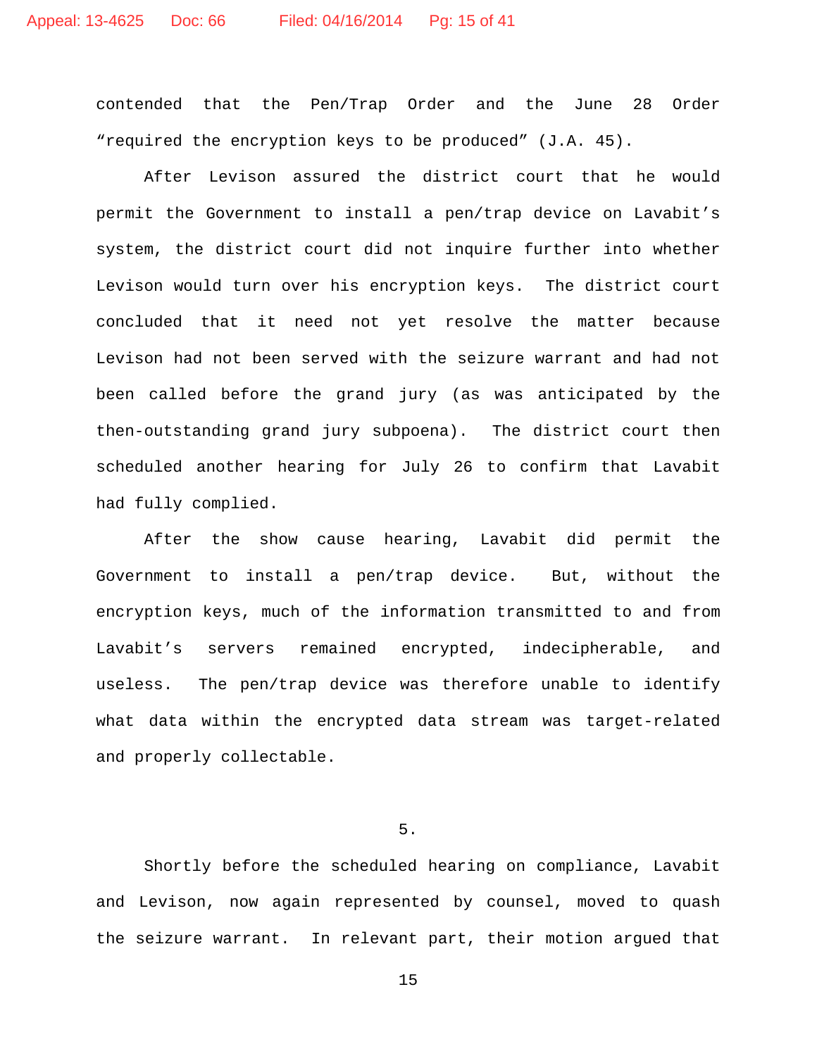contended that the Pen/Trap Order and the June 28 Order "required the encryption keys to be produced" (J.A. 45).

After Levison assured the district court that he would permit the Government to install a pen/trap device on Lavabit's system, the district court did not inquire further into whether Levison would turn over his encryption keys. The district court concluded that it need not yet resolve the matter because Levison had not been served with the seizure warrant and had not been called before the grand jury (as was anticipated by the then-outstanding grand jury subpoena). The district court then scheduled another hearing for July 26 to confirm that Lavabit had fully complied.

After the show cause hearing, Lavabit did permit the Government to install a pen/trap device. But, without the encryption keys, much of the information transmitted to and from Lavabit's servers remained encrypted, indecipherable, and useless. The pen/trap device was therefore unable to identify what data within the encrypted data stream was target-related and properly collectable.

5.

Shortly before the scheduled hearing on compliance, Lavabit and Levison, now again represented by counsel, moved to quash the seizure warrant. In relevant part, their motion argued that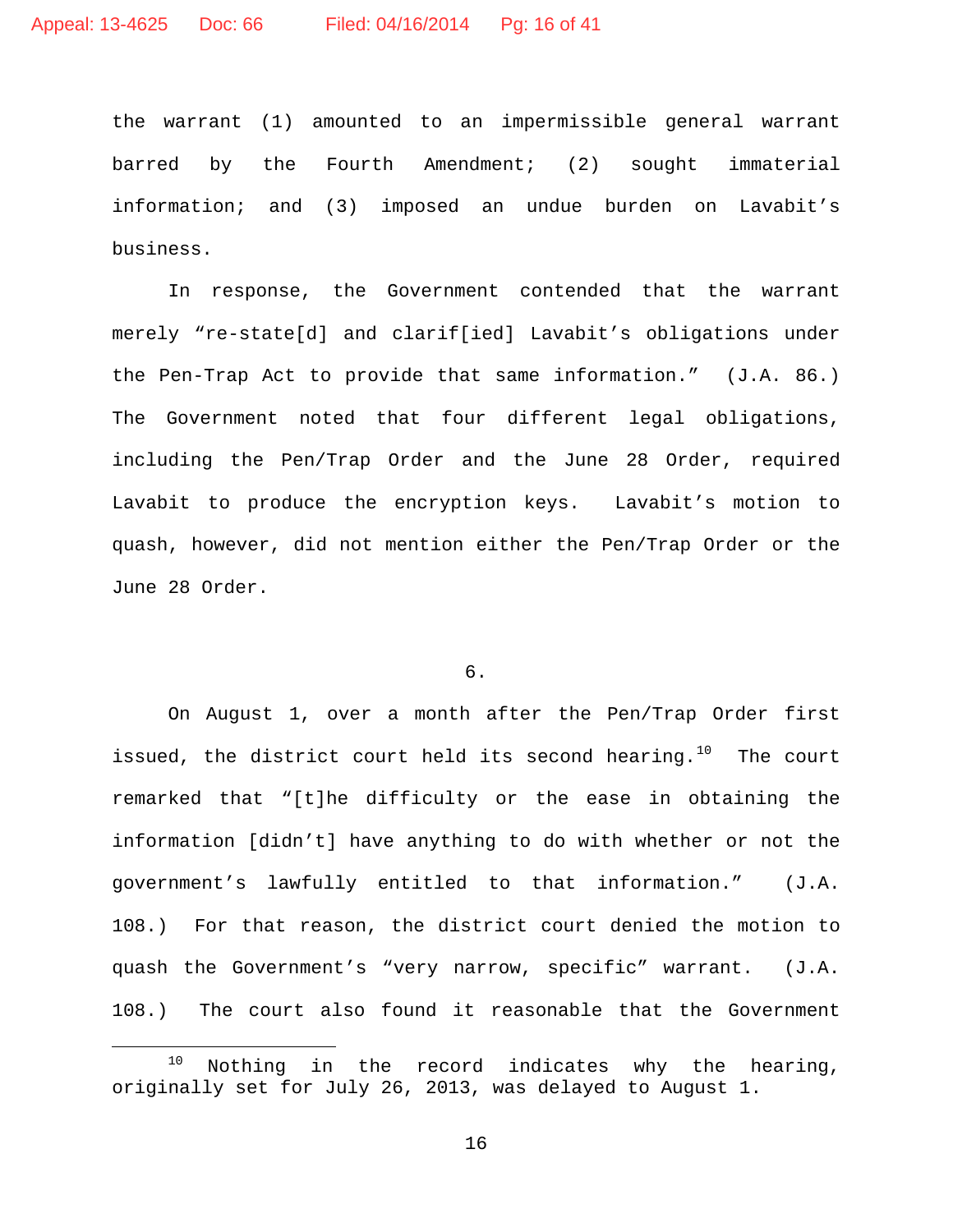the warrant (1) amounted to an impermissible general warrant barred by the Fourth Amendment; (2) sought immaterial information; and (3) imposed an undue burden on Lavabit's business.

In response, the Government contended that the warrant merely "re-state[d] and clarif[ied] Lavabit's obligations under the Pen-Trap Act to provide that same information." (J.A. 86.) The Government noted that four different legal obligations, including the Pen/Trap Order and the June 28 Order, required Lavabit to produce the encryption keys. Lavabit's motion to quash, however, did not mention either the Pen/Trap Order or the June 28 Order.

6.

On August 1, over a month after the Pen/Trap Order first issued, the district court held its second hearing.[10] The court remarked that "[t]he difficulty or the ease in obtaining the information [didn't] have anything to do with whether or not the government's lawfully entitled to that information." (J.A. 108.) For that reason, the district court denied the motion to quash the Government's "very narrow, specific" warrant. (J.A. 108.) The court also found it reasonable that the Government

[10] Nothing in the record indicates why the hearing, originally set for July 26, 2013, was delayed to August 1.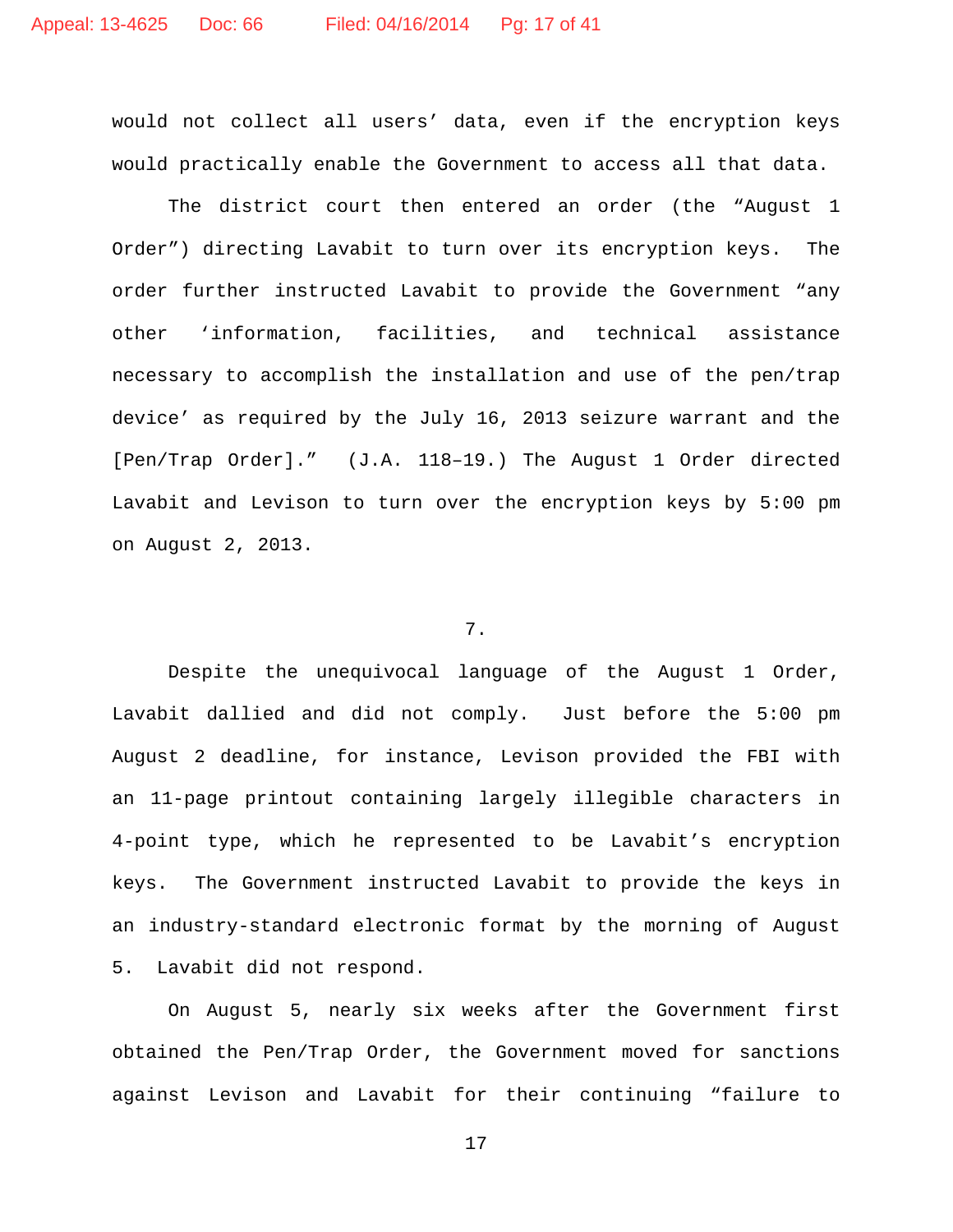would not collect all users' data, even if the encryption keys would practically enable the Government to access all that data.

The district court then entered an order (the "August 1 Order") directing Lavabit to turn over its encryption keys. The order further instructed Lavabit to provide the Government "any other 'information, facilities, and technical assistance necessary to accomplish the installation and use of the pen/trap device' as required by the July 16, 2013 seizure warrant and the [Pen/Trap Order]." (J.A. 118–19.) The August 1 Order directed Lavabit and Levison to turn over the encryption keys by 5:00 pm on August 2, 2013.

7.

Despite the unequivocal language of the August 1 Order, Lavabit dallied and did not comply. Just before the 5:00 pm August 2 deadline, for instance, Levison provided the FBI with an 11-page printout containing largely illegible characters in 4-point type, which he represented to be Lavabit's encryption keys. The Government instructed Lavabit to provide the keys in an industry-standard electronic format by the morning of August 5. Lavabit did not respond.

On August 5, nearly six weeks after the Government first obtained the Pen/Trap Order, the Government moved for sanctions against Levison and Lavabit for their continuing "failure to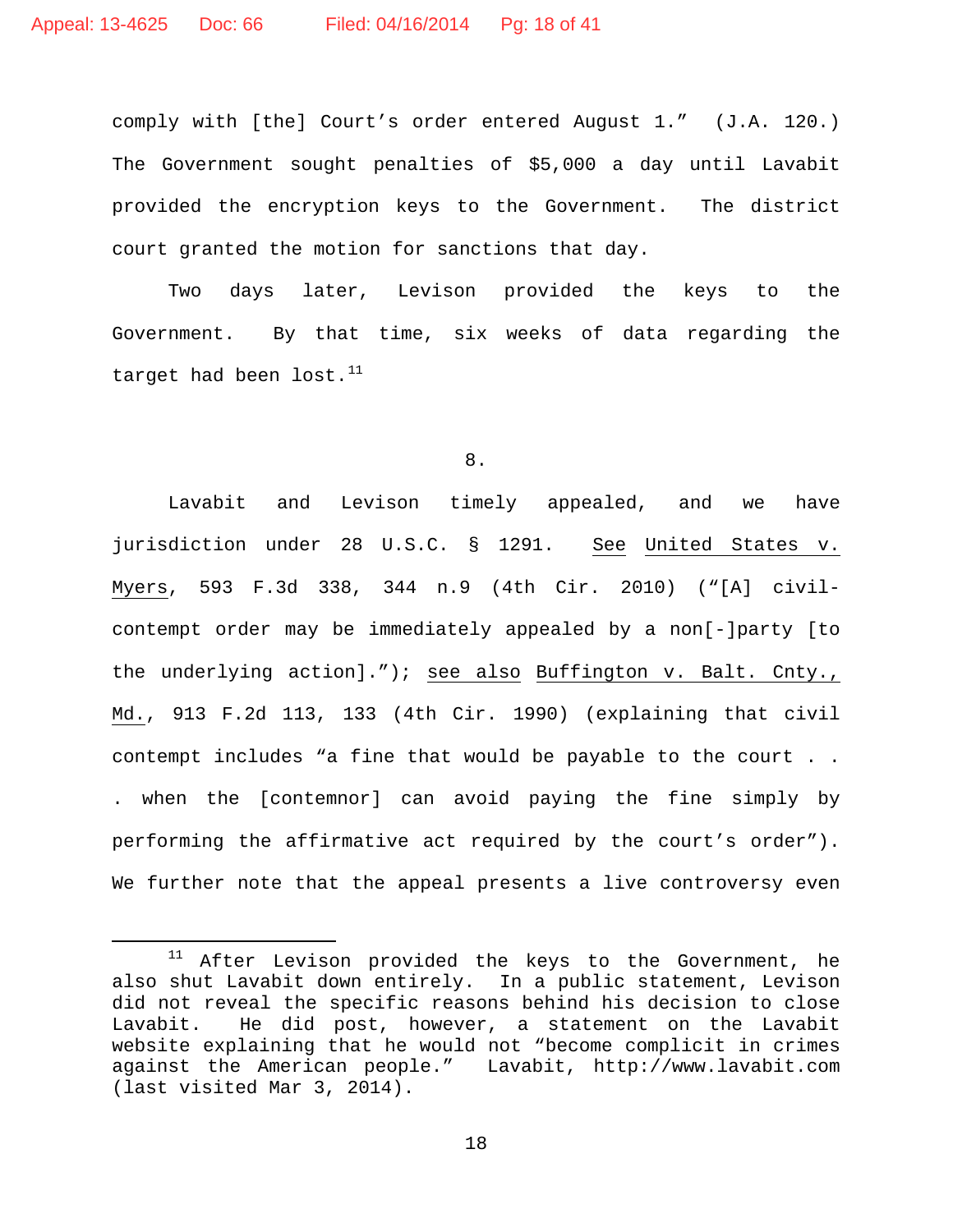comply with [the] Court's order entered August 1." (J.A. 120.) The Government sought penalties of $5,000 a day until Lavabit provided the encryption keys to the Government. The district court granted the motion for sanctions that day.

Two days later, Levison provided the keys to the Government. By that time, six weeks of data regarding the target had been lost.[11]

8.

Lavabit and Levison timely appealed, and we have jurisdiction under 28 U.S.C. § 1291. See United States v. Myers, 593 F.3d 338, 344 n.9 (4th Cir. 2010) ("[A] civil-contempt order may be immediately appealed by a non[-]party [to the underlying action]."); see also Buffington v. Balt. Cnty., Md., 913 F.2d 113, 133 (4th Cir. 1990) (explaining that civil contempt includes "a fine that would be payable to the court . . . when the [contemnor] can avoid paying the fine simply by performing the affirmative act required by the court's order"). We further note that the appeal presents a live controversy even

---

[11] After Levison provided the keys to the Government, he also shut Lavabit down entirely. In a public statement, Levison did not reveal the specific reasons behind his decision to close Lavabit. He did post, however, a statement on the Lavabit website explaining that he would not "become complicit in crimes against the American people." Lavabit, http://www.lavabit.com (last visited Mar 3, 2014).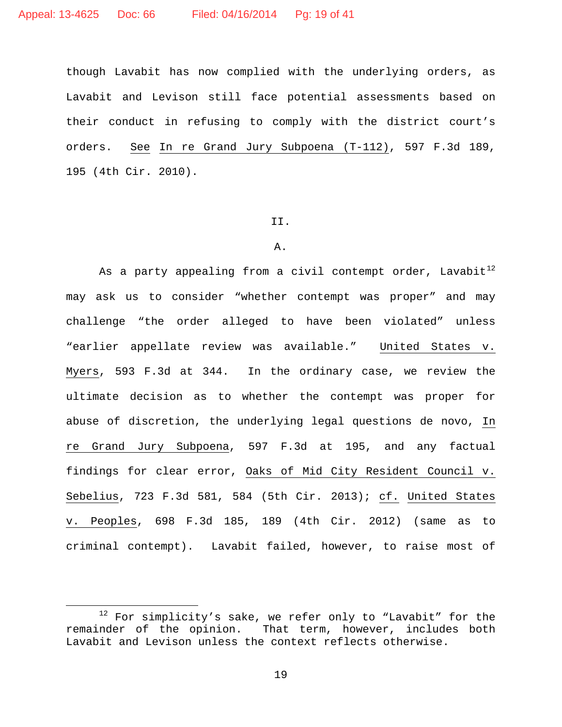though Lavabit has now complied with the underlying orders, as Lavabit and Levison still face potential assessments based on their conduct in refusing to comply with the district court's orders. See In re Grand Jury Subpoena (T-112), 597 F.3d 189, 195 (4th Cir. 2010).

## II.

### A.

As a party appealing from a civil contempt order, Lavabit[12] may ask us to consider "whether contempt was proper" and may challenge "the order alleged to have been violated" unless "earlier appellate review was available." United States v. Myers, 593 F.3d at 344. In the ordinary case, we review the ultimate decision as to whether the contempt was proper for abuse of discretion, the underlying legal questions de novo, In re Grand Jury Subpoena, 597 F.3d at 195, and any factual findings for clear error, Oaks of Mid City Resident Council v. Sebelius, 723 F.3d 581, 584 (5th Cir. 2013); cf. United States v. Peoples, 698 F.3d 185, 189 (4th Cir. 2012) (same as to criminal contempt). Lavabit failed, however, to raise most of

[12] For simplicity's sake, we refer only to "Lavabit" for the remainder of the opinion. That term, however, includes both Lavabit and Levison unless the context reflects otherwise.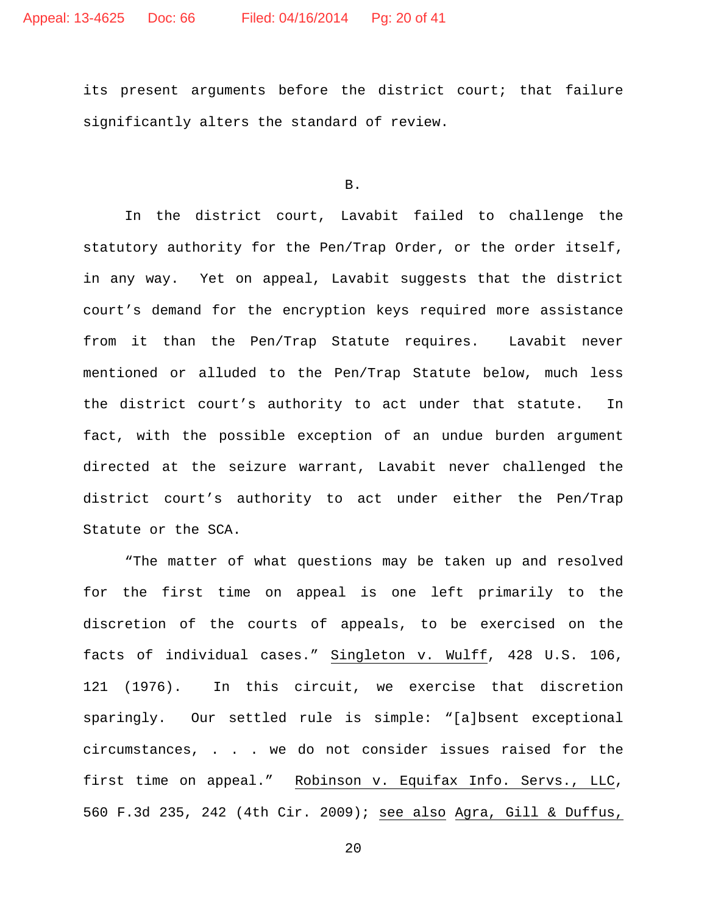its present arguments before the district court; that failure significantly alters the standard of review.

### B.

In the district court, Lavabit failed to challenge the statutory authority for the Pen/Trap Order, or the order itself, in any way. Yet on appeal, Lavabit suggests that the district court's demand for the encryption keys required more assistance from it than the Pen/Trap Statute requires. Lavabit never mentioned or alluded to the Pen/Trap Statute below, much less the district court's authority to act under that statute. In fact, with the possible exception of an undue burden argument directed at the seizure warrant, Lavabit never challenged the district court's authority to act under either the Pen/Trap Statute or the SCA.

"The matter of what questions may be taken up and resolved for the first time on appeal is one left primarily to the discretion of the courts of appeals, to be exercised on the facts of individual cases." Singleton v. Wulff, 428 U.S. 106, 121 (1976). In this circuit, we exercise that discretion sparingly. Our settled rule is simple: "[a]bsent exceptional circumstances, . . . we do not consider issues raised for the first time on appeal." Robinson v. Equifax Info. Servs., LLC, 560 F.3d 235, 242 (4th Cir. 2009); see also Agra, Gill & Duffus,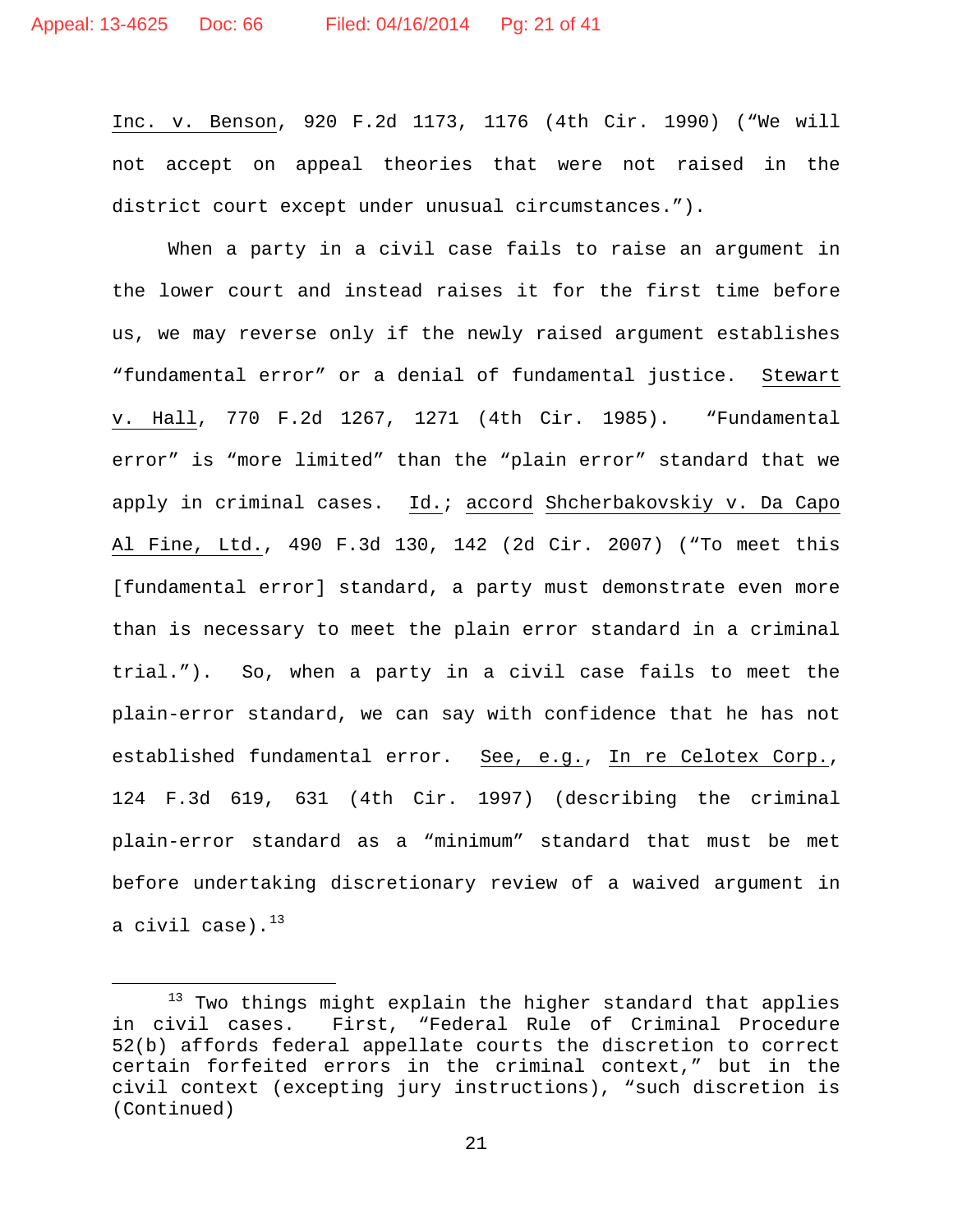Inc. v. Benson, 920 F.2d 1173, 1176 (4th Cir. 1990) ("We will not accept on appeal theories that were not raised in the district court except under unusual circumstances.").

When a party in a civil case fails to raise an argument in the lower court and instead raises it for the first time before us, we may reverse only if the newly raised argument establishes "fundamental error" or a denial of fundamental justice. Stewart v. Hall, 770 F.2d 1267, 1271 (4th Cir. 1985). "Fundamental error" is "more limited" than the "plain error" standard that we apply in criminal cases. Id.; accord Shcherbakovskiy v. Da Capo Al Fine, Ltd., 490 F.3d 130, 142 (2d Cir. 2007) ("To meet this [fundamental error] standard, a party must demonstrate even more than is necessary to meet the plain error standard in a criminal trial."). So, when a party in a civil case fails to meet the plain-error standard, we can say with confidence that he has not established fundamental error. See, e.g., In re Celotex Corp., 124 F.3d 619, 631 (4th Cir. 1997) (describing the criminal plain-error standard as a "minimum" standard that must be met before undertaking discretionary review of a waived argument in a civil case).[13]

---

[13] Two things might explain the higher standard that applies in civil cases. First, "Federal Rule of Criminal Procedure 52(b) affords federal appellate courts the discretion to correct certain forfeited errors in the criminal context," but in the civil context (excepting jury instructions), "such discretion is (Continued)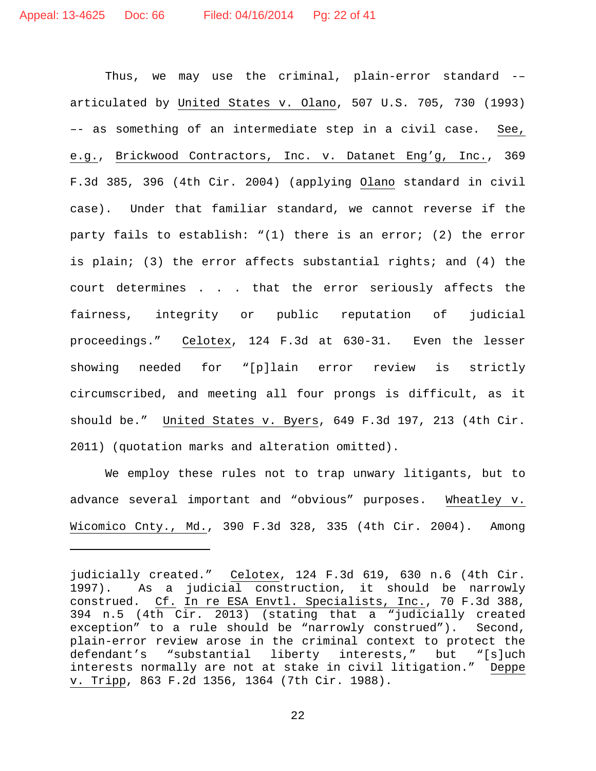Thus, we may use the criminal, plain-error standard –– articulated by United States v. Olano, 507 U.S. 705, 730 (1993) –– as something of an intermediate step in a civil case. See, e.g., Brickwood Contractors, Inc. v. Datanet Eng'g, Inc., 369 F.3d 385, 396 (4th Cir. 2004) (applying Olano standard in civil case). Under that familiar standard, we cannot reverse if the party fails to establish: "(1) there is an error; (2) the error is plain; (3) the error affects substantial rights; and (4) the court determines . . . that the error seriously affects the fairness, integrity or public reputation of judicial proceedings." Celotex, 124 F.3d at 630-31. Even the lesser showing needed for "[p]lain error review is strictly circumscribed, and meeting all four prongs is difficult, as it should be." United States v. Byers, 649 F.3d 197, 213 (4th Cir. 2011) (quotation marks and alteration omitted).

We employ these rules not to trap unwary litigants, but to advance several important and "obvious" purposes. Wheatley v. Wicomico Cnty., Md., 390 F.3d 328, 335 (4th Cir. 2004). Among

---

judicially created." Celotex, 124 F.3d 619, 630 n.6 (4th Cir. 1997). As a judicial construction, it should be narrowly construed. Cf. In re ESA Envtl. Specialists, Inc., 70 F.3d 388, 394 n.5 (4th Cir. 2013) (stating that a "judicially created exception" to a rule should be "narrowly construed"). Second, plain-error review arose in the criminal context to protect the defendant's "substantial liberty interests," but "[s]uch interests normally are not at stake in civil litigation." Deppe v. Tripp, 863 F.2d 1356, 1364 (7th Cir. 1988).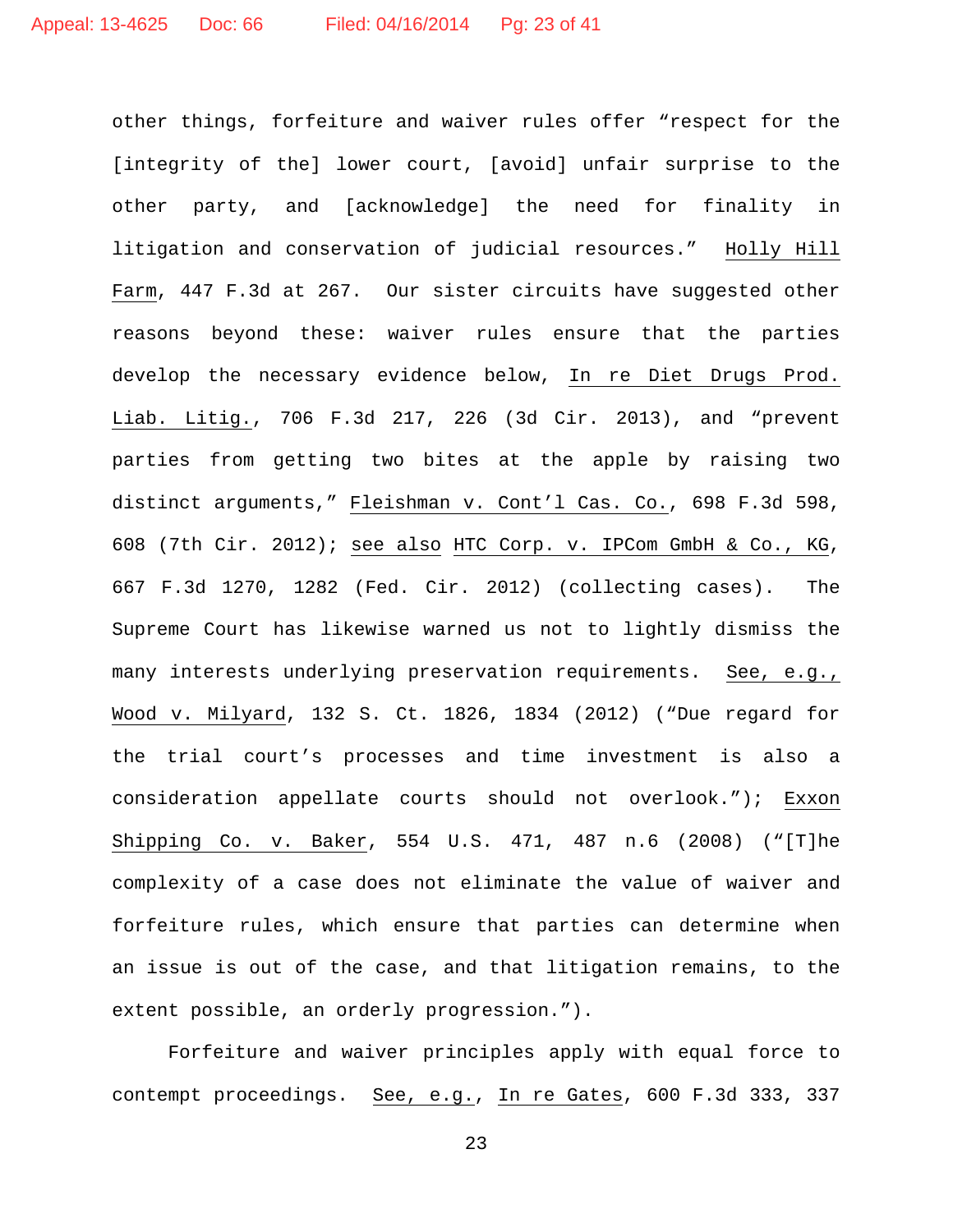other things, forfeiture and waiver rules offer "respect for the [integrity of the] lower court, [avoid] unfair surprise to the other party, and [acknowledge] the need for finality in litigation and conservation of judicial resources." Holly Hill Farm, 447 F.3d at 267. Our sister circuits have suggested other reasons beyond these: waiver rules ensure that the parties develop the necessary evidence below, In re Diet Drugs Prod. Liab. Litig., 706 F.3d 217, 226 (3d Cir. 2013), and "prevent parties from getting two bites at the apple by raising two distinct arguments," Fleishman v. Cont'l Cas. Co., 698 F.3d 598, 608 (7th Cir. 2012); see also HTC Corp. v. IPCom GmbH & Co., KG, 667 F.3d 1270, 1282 (Fed. Cir. 2012) (collecting cases). The Supreme Court has likewise warned us not to lightly dismiss the many interests underlying preservation requirements. See, e.g., Wood v. Milyard, 132 S. Ct. 1826, 1834 (2012) ("Due regard for the trial court's processes and time investment is also a consideration appellate courts should not overlook."); Exxon Shipping Co. v. Baker, 554 U.S. 471, 487 n.6 (2008) ("[T]he complexity of a case does not eliminate the value of waiver and forfeiture rules, which ensure that parties can determine when an issue is out of the case, and that litigation remains, to the extent possible, an orderly progression.").

Forfeiture and waiver principles apply with equal force to contempt proceedings. See, e.g., In re Gates, 600 F.3d 333, 337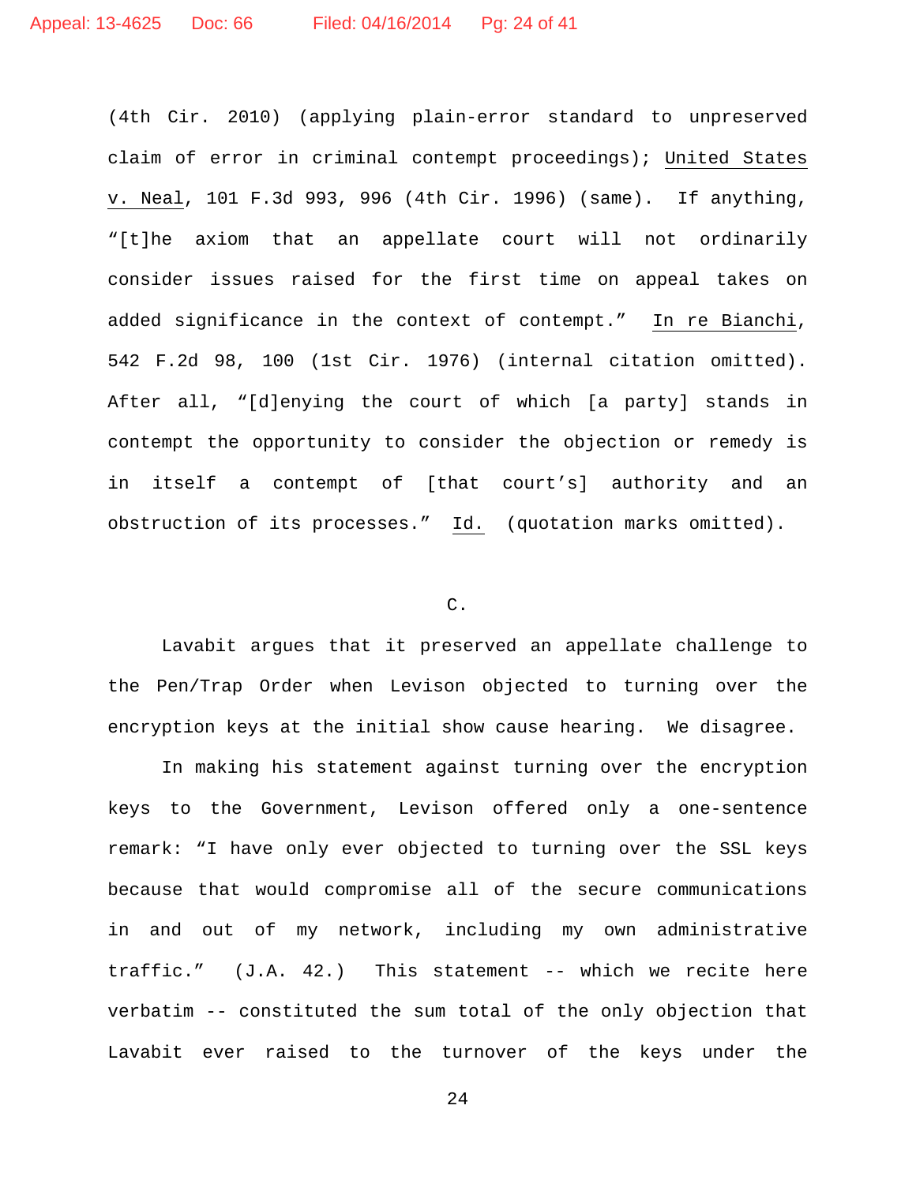(4th Cir. 2010) (applying plain-error standard to unpreserved claim of error in criminal contempt proceedings); United States v. Neal, 101 F.3d 993, 996 (4th Cir. 1996) (same). If anything, "[t]he axiom that an appellate court will not ordinarily consider issues raised for the first time on appeal takes on added significance in the context of contempt." In re Bianchi, 542 F.2d 98, 100 (1st Cir. 1976) (internal citation omitted). After all, "[d]enying the court of which [a party] stands in contempt the opportunity to consider the objection or remedy is in itself a contempt of [that court's] authority and an obstruction of its processes." Id. (quotation marks omitted).

C.

Lavabit argues that it preserved an appellate challenge to the Pen/Trap Order when Levison objected to turning over the encryption keys at the initial show cause hearing. We disagree.

In making his statement against turning over the encryption keys to the Government, Levison offered only a one-sentence remark: "I have only ever objected to turning over the SSL keys because that would compromise all of the secure communications in and out of my network, including my own administrative traffic." (J.A. 42.) This statement -- which we recite here verbatim -- constituted the sum total of the only objection that Lavabit ever raised to the turnover of the keys under the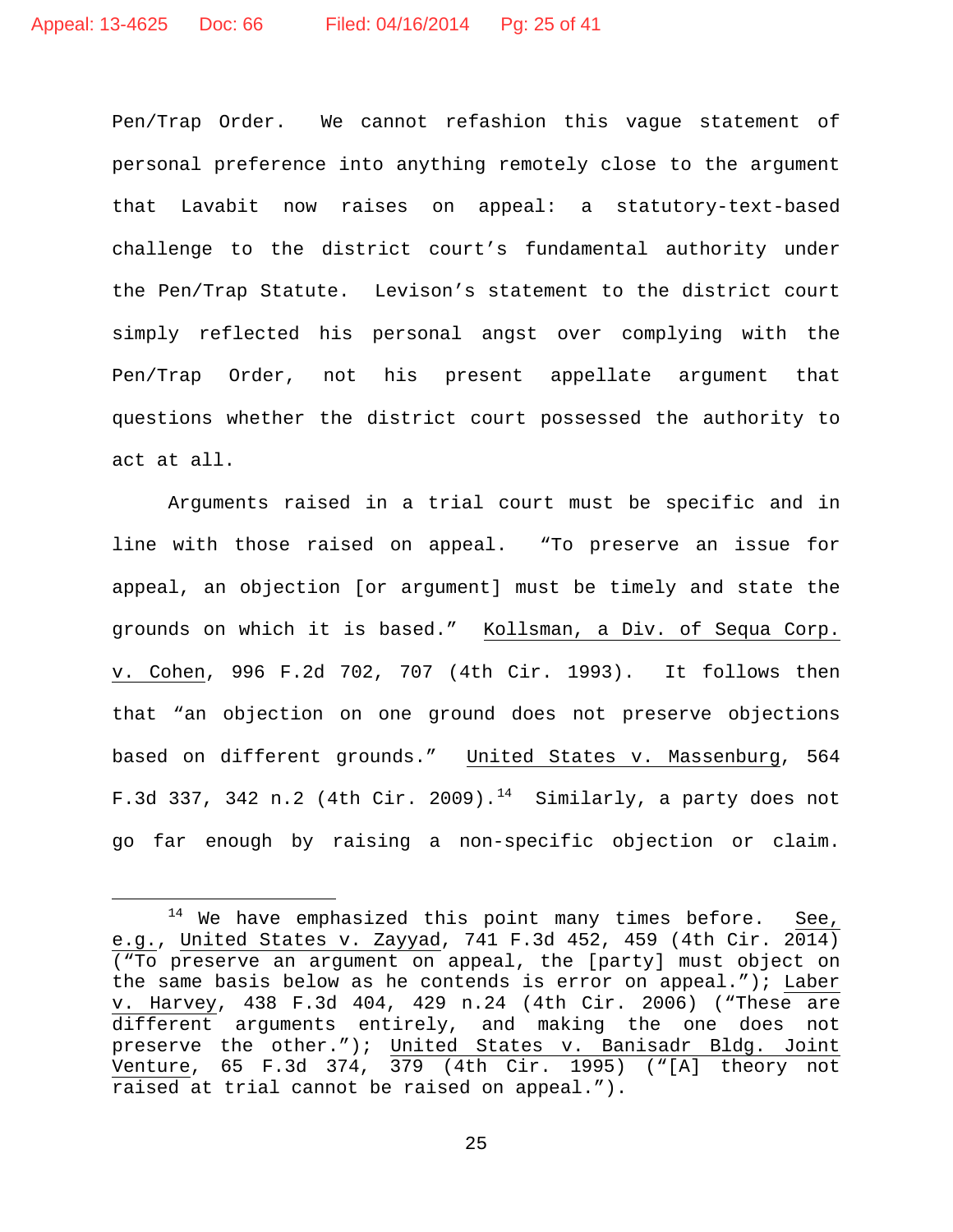Pen/Trap Order. We cannot refashion this vague statement of personal preference into anything remotely close to the argument that Lavabit now raises on appeal: a statutory-text-based challenge to the district court's fundamental authority under the Pen/Trap Statute. Levison's statement to the district court simply reflected his personal angst over complying with the Pen/Trap Order, not his present appellate argument that questions whether the district court possessed the authority to act at all.

Arguments raised in a trial court must be specific and in line with those raised on appeal. "To preserve an issue for appeal, an objection [or argument] must be timely and state the grounds on which it is based." Kollsman, a Div. of Sequa Corp. v. Cohen, 996 F.2d 702, 707 (4th Cir. 1993). It follows then that "an objection on one ground does not preserve objections based on different grounds." United States v. Massenburg, 564 F.3d 337, 342 n.2 (4th Cir. 2009).[14] Similarly, a party does not go far enough by raising a non-specific objection or claim.

---

[14] We have emphasized this point many times before. See, e.g., United States v. Zayyad, 741 F.3d 452, 459 (4th Cir. 2014) ("To preserve an argument on appeal, the [party] must object on the same basis below as he contends is error on appeal."); Laber v. Harvey, 438 F.3d 404, 429 n.24 (4th Cir. 2006) ("These are different arguments entirely, and making the one does not preserve the other."); United States v. Banisadr Bldg. Joint Venture, 65 F.3d 374, 379 (4th Cir. 1995) ("[A] theory not raised at trial cannot be raised on appeal.").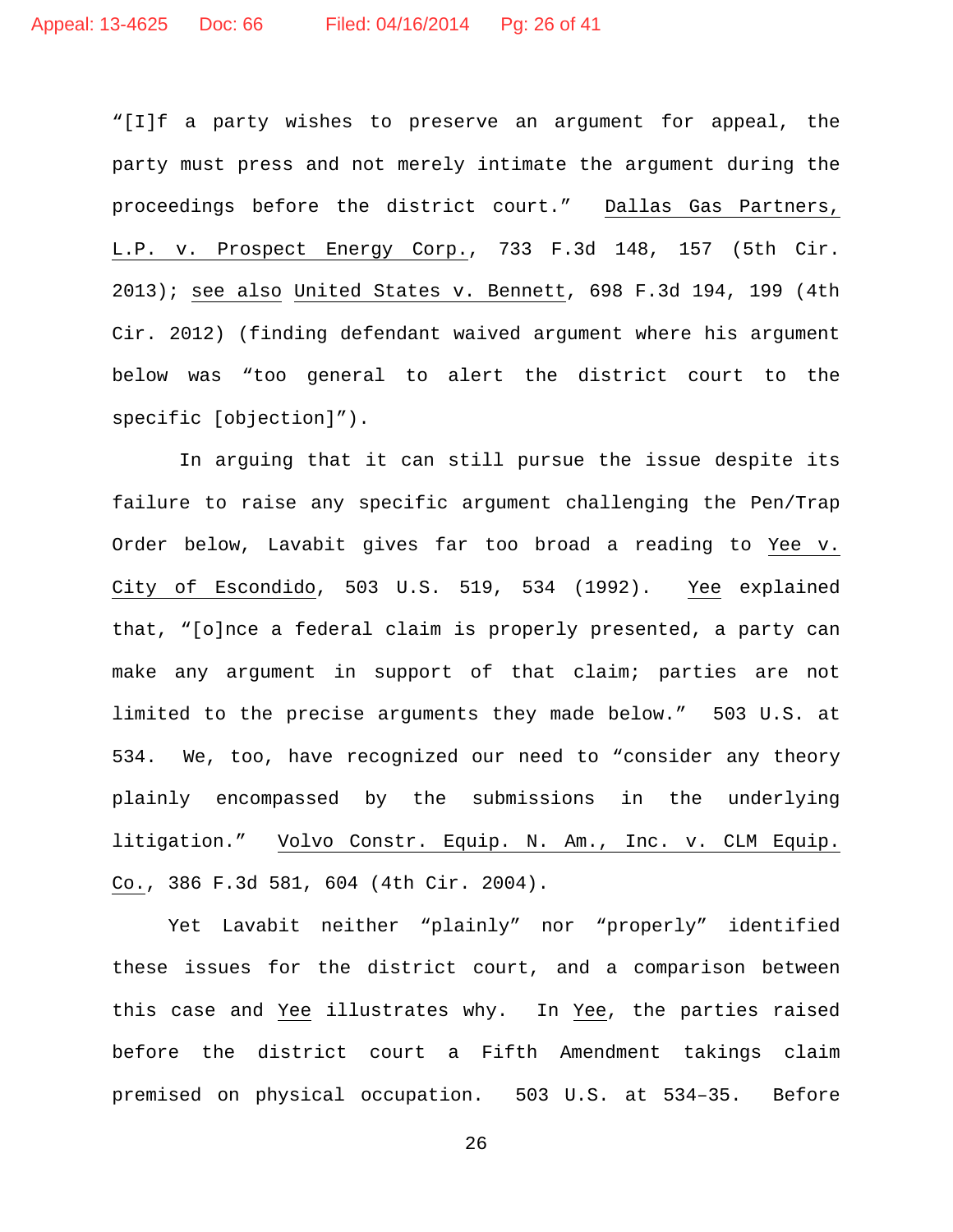"[I]f a party wishes to preserve an argument for appeal, the party must press and not merely intimate the argument during the proceedings before the district court." Dallas Gas Partners, L.P. v. Prospect Energy Corp., 733 F.3d 148, 157 (5th Cir. 2013); see also United States v. Bennett, 698 F.3d 194, 199 (4th Cir. 2012) (finding defendant waived argument where his argument below was "too general to alert the district court to the specific [objection]").

In arguing that it can still pursue the issue despite its failure to raise any specific argument challenging the Pen/Trap Order below, Lavabit gives far too broad a reading to Yee v. City of Escondido, 503 U.S. 519, 534 (1992). Yee explained that, "[o]nce a federal claim is properly presented, a party can make any argument in support of that claim; parties are not limited to the precise arguments they made below." 503 U.S. at 534. We, too, have recognized our need to "consider any theory plainly encompassed by the submissions in the underlying litigation." Volvo Constr. Equip. N. Am., Inc. v. CLM Equip. Co., 386 F.3d 581, 604 (4th Cir. 2004).

Yet Lavabit neither "plainly" nor "properly" identified these issues for the district court, and a comparison between this case and Yee illustrates why. In Yee, the parties raised before the district court a Fifth Amendment takings claim premised on physical occupation. 503 U.S. at 534–35. Before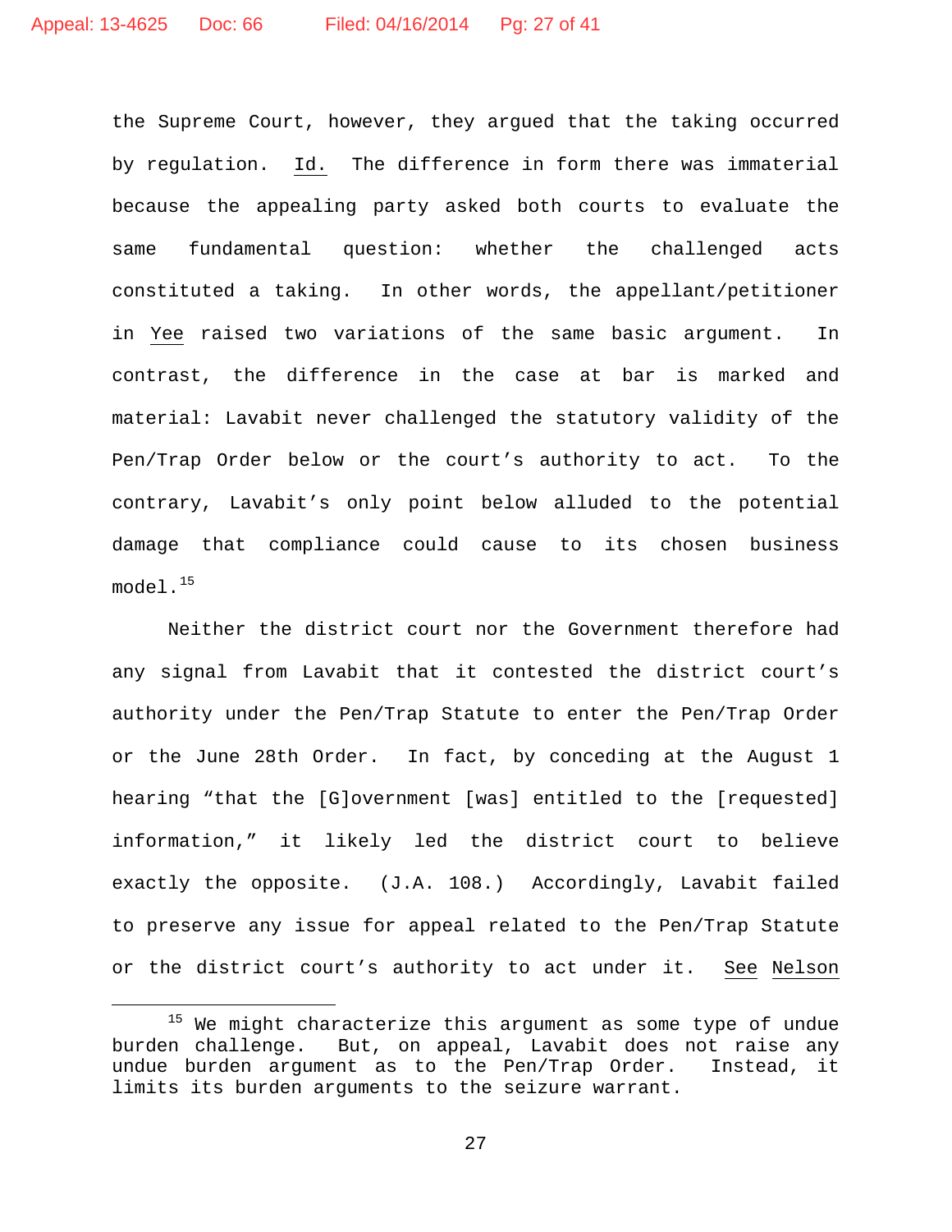the Supreme Court, however, they argued that the taking occurred by regulation. _Id._ The difference in form there was immaterial because the appealing party asked both courts to evaluate the same fundamental question: whether the challenged acts constituted a taking. In other words, the appellant/petitioner in _Yee_ raised two variations of the same basic argument. In contrast, the difference in the case at bar is marked and material: Lavabit never challenged the statutory validity of the Pen/Trap Order below or the court's authority to act. To the contrary, Lavabit's only point below alluded to the potential damage that compliance could cause to its chosen business model.[15]

Neither the district court nor the Government therefore had any signal from Lavabit that it contested the district court's authority under the Pen/Trap Statute to enter the Pen/Trap Order or the June 28th Order. In fact, by conceding at the August 1 hearing "that the [G]overnment [was] entitled to the [requested] information," it likely led the district court to believe exactly the opposite. (J.A. 108.) Accordingly, Lavabit failed to preserve any issue for appeal related to the Pen/Trap Statute or the district court's authority to act under it. _See_ _Nelson_

---

[15] We might characterize this argument as some type of undue burden challenge. But, on appeal, Lavabit does not raise any undue burden argument as to the Pen/Trap Order. Instead, it limits its burden arguments to the seizure warrant.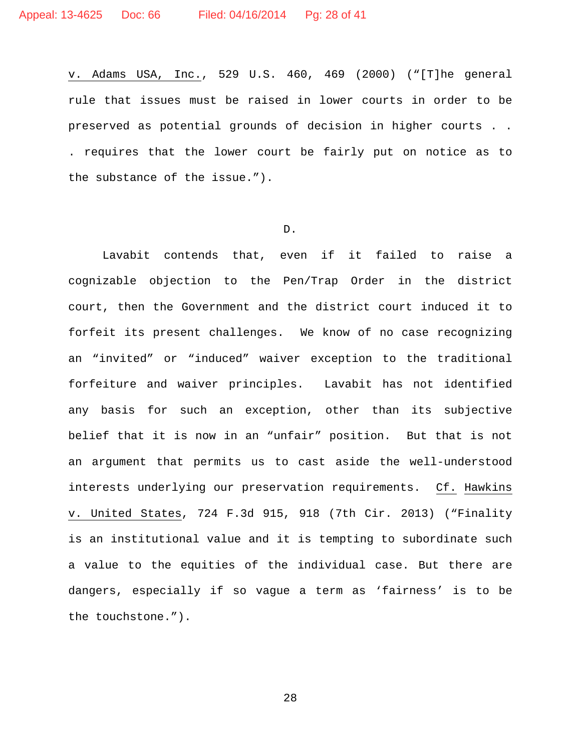v. Adams USA, Inc., 529 U.S. 460, 469 (2000) ("[T]he general rule that issues must be raised in lower courts in order to be preserved as potential grounds of decision in higher courts . . . requires that the lower court be fairly put on notice as to the substance of the issue.").

D.

Lavabit contends that, even if it failed to raise a cognizable objection to the Pen/Trap Order in the district court, then the Government and the district court induced it to forfeit its present challenges. We know of no case recognizing an "invited" or "induced" waiver exception to the traditional forfeiture and waiver principles. Lavabit has not identified any basis for such an exception, other than its subjective belief that it is now in an "unfair" position. But that is not an argument that permits us to cast aside the well-understood interests underlying our preservation requirements. Cf. Hawkins v. United States, 724 F.3d 915, 918 (7th Cir. 2013) ("Finality is an institutional value and it is tempting to subordinate such a value to the equities of the individual case. But there are dangers, especially if so vague a term as 'fairness' is to be the touchstone.").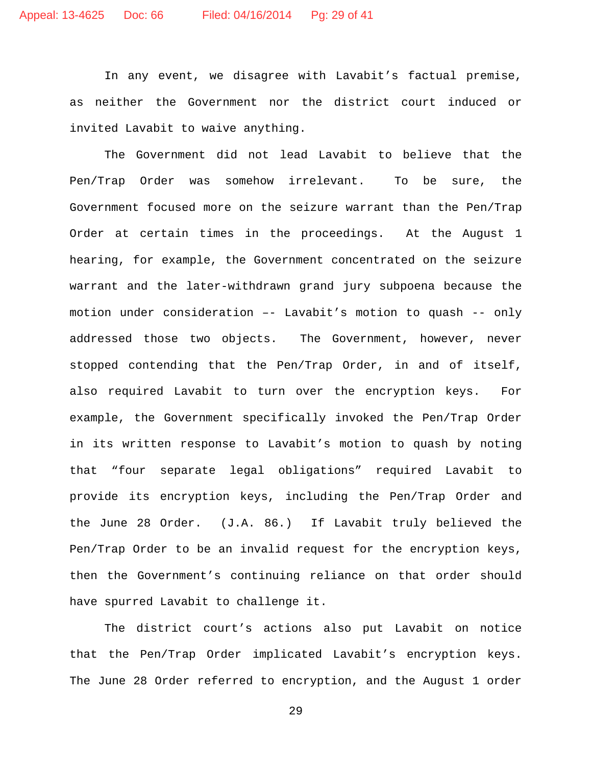In any event, we disagree with Lavabit's factual premise, as neither the Government nor the district court induced or invited Lavabit to waive anything.

The Government did not lead Lavabit to believe that the Pen/Trap Order was somehow irrelevant. To be sure, the Government focused more on the seizure warrant than the Pen/Trap Order at certain times in the proceedings. At the August 1 hearing, for example, the Government concentrated on the seizure warrant and the later-withdrawn grand jury subpoena because the motion under consideration –- Lavabit's motion to quash -- only addressed those two objects. The Government, however, never stopped contending that the Pen/Trap Order, in and of itself, also required Lavabit to turn over the encryption keys. For example, the Government specifically invoked the Pen/Trap Order in its written response to Lavabit's motion to quash by noting that "four separate legal obligations" required Lavabit to provide its encryption keys, including the Pen/Trap Order and the June 28 Order. (J.A. 86.) If Lavabit truly believed the Pen/Trap Order to be an invalid request for the encryption keys, then the Government's continuing reliance on that order should have spurred Lavabit to challenge it.

The district court's actions also put Lavabit on notice that the Pen/Trap Order implicated Lavabit's encryption keys. The June 28 Order referred to encryption, and the August 1 order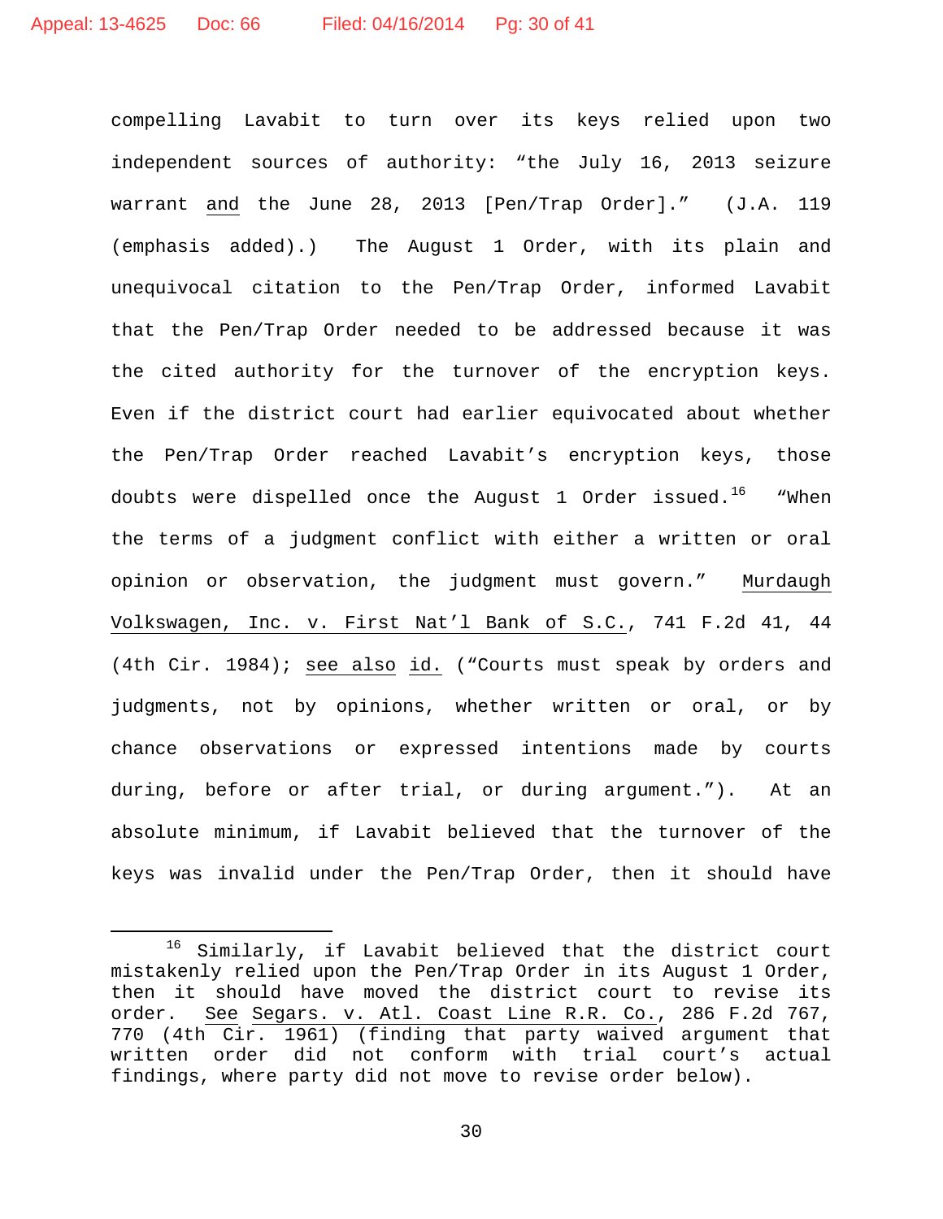compelling Lavabit to turn over its keys relied upon two independent sources of authority: "the July 16, 2013 seizure warrant and the June 28, 2013 [Pen/Trap Order]." (J.A. 119 (emphasis added).) The August 1 Order, with its plain and unequivocal citation to the Pen/Trap Order, informed Lavabit that the Pen/Trap Order needed to be addressed because it was the cited authority for the turnover of the encryption keys. Even if the district court had earlier equivocated about whether the Pen/Trap Order reached Lavabit's encryption keys, those doubts were dispelled once the August 1 Order issued.[16] "When the terms of a judgment conflict with either a written or oral opinion or observation, the judgment must govern." Murdaugh Volkswagen, Inc. v. First Nat'l Bank of S.C., 741 F.2d 41, 44 (4th Cir. 1984); see also id. ("Courts must speak by orders and judgments, not by opinions, whether written or oral, or by chance observations or expressed intentions made by courts during, before or after trial, or during argument."). At an absolute minimum, if Lavabit believed that the turnover of the keys was invalid under the Pen/Trap Order, then it should have

---

[16] Similarly, if Lavabit believed that the district court mistakenly relied upon the Pen/Trap Order in its August 1 Order, then it should have moved the district court to revise its order. See Segars. v. Atl. Coast Line R.R. Co., 286 F.2d 767, 770 (4th Cir. 1961) (finding that party waived argument that written order did not conform with trial court's actual findings, where party did not move to revise order below).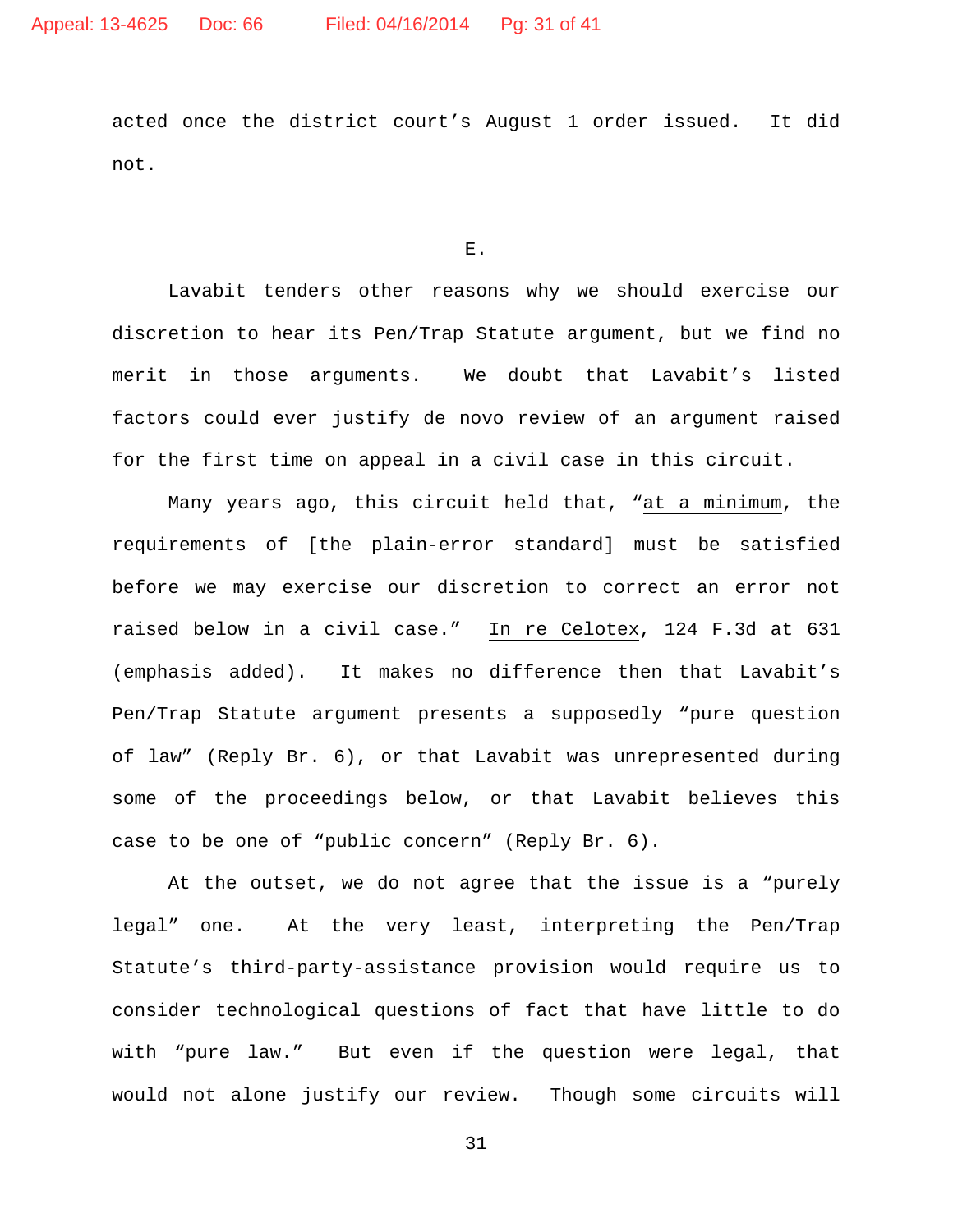acted once the district court's August 1 order issued. It did not.

E.

Lavabit tenders other reasons why we should exercise our discretion to hear its Pen/Trap Statute argument, but we find no merit in those arguments. We doubt that Lavabit's listed factors could ever justify de novo review of an argument raised for the first time on appeal in a civil case in this circuit.

Many years ago, this circuit held that, "<u>at a minimum</u>, the requirements of [the plain-error standard] must be satisfied before we may exercise our discretion to correct an error not raised below in a civil case." <u>In re Celotex</u>, 124 F.3d at 631 (emphasis added). It makes no difference then that Lavabit's Pen/Trap Statute argument presents a supposedly "pure question of law" (Reply Br. 6), or that Lavabit was unrepresented during some of the proceedings below, or that Lavabit believes this case to be one of "public concern" (Reply Br. 6).

At the outset, we do not agree that the issue is a "purely legal" one. At the very least, interpreting the Pen/Trap Statute's third-party-assistance provision would require us to consider technological questions of fact that have little to do with "pure law." But even if the question were legal, that would not alone justify our review. Though some circuits will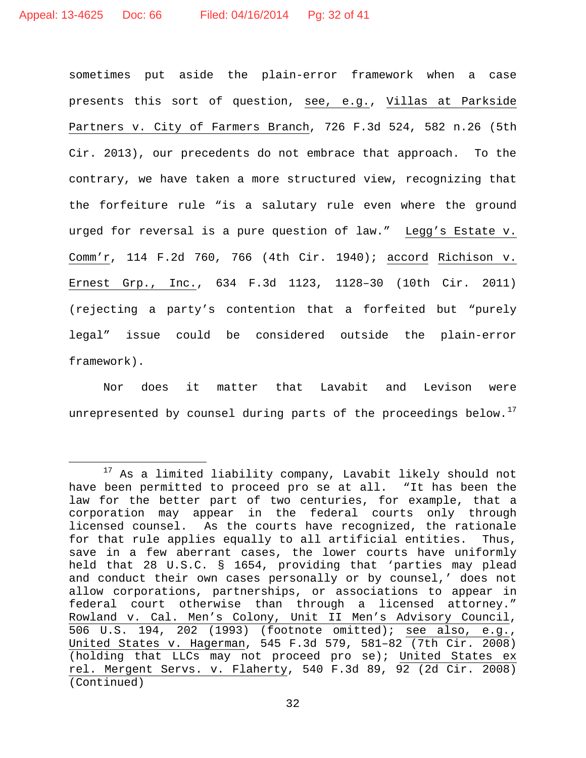sometimes put aside the plain-error framework when a case presents this sort of question, see, e.g., Villas at Parkside Partners v. City of Farmers Branch, 726 F.3d 524, 582 n.26 (5th Cir. 2013), our precedents do not embrace that approach. To the contrary, we have taken a more structured view, recognizing that the forfeiture rule "is a salutary rule even where the ground urged for reversal is a pure question of law." Legg's Estate v. Comm'r, 114 F.2d 760, 766 (4th Cir. 1940); accord Richison v. Ernest Grp., Inc., 634 F.3d 1123, 1128–30 (10th Cir. 2011) (rejecting a party's contention that a forfeited but "purely legal" issue could be considered outside the plain-error framework).

Nor does it matter that Lavabit and Levison were unrepresented by counsel during parts of the proceedings below.[17]

---

[17] As a limited liability company, Lavabit likely should not have been permitted to proceed pro se at all. "It has been the law for the better part of two centuries, for example, that a corporation may appear in the federal courts only through licensed counsel. As the courts have recognized, the rationale for that rule applies equally to all artificial entities. Thus, save in a few aberrant cases, the lower courts have uniformly held that 28 U.S.C. § 1654, providing that 'parties may plead and conduct their own cases personally or by counsel,' does not allow corporations, partnerships, or associations to appear in federal court otherwise than through a licensed attorney." Rowland v. Cal. Men's Colony, Unit II Men's Advisory Council, 506 U.S. 194, 202 (1993) (footnote omitted); see also, e.g., United States v. Hagerman, 545 F.3d 579, 581–82 (7th Cir. 2008) (holding that LLCs may not proceed pro se); United States ex rel. Mergent Servs. v. Flaherty, 540 F.3d 89, 92 (2d Cir. 2008) (Continued)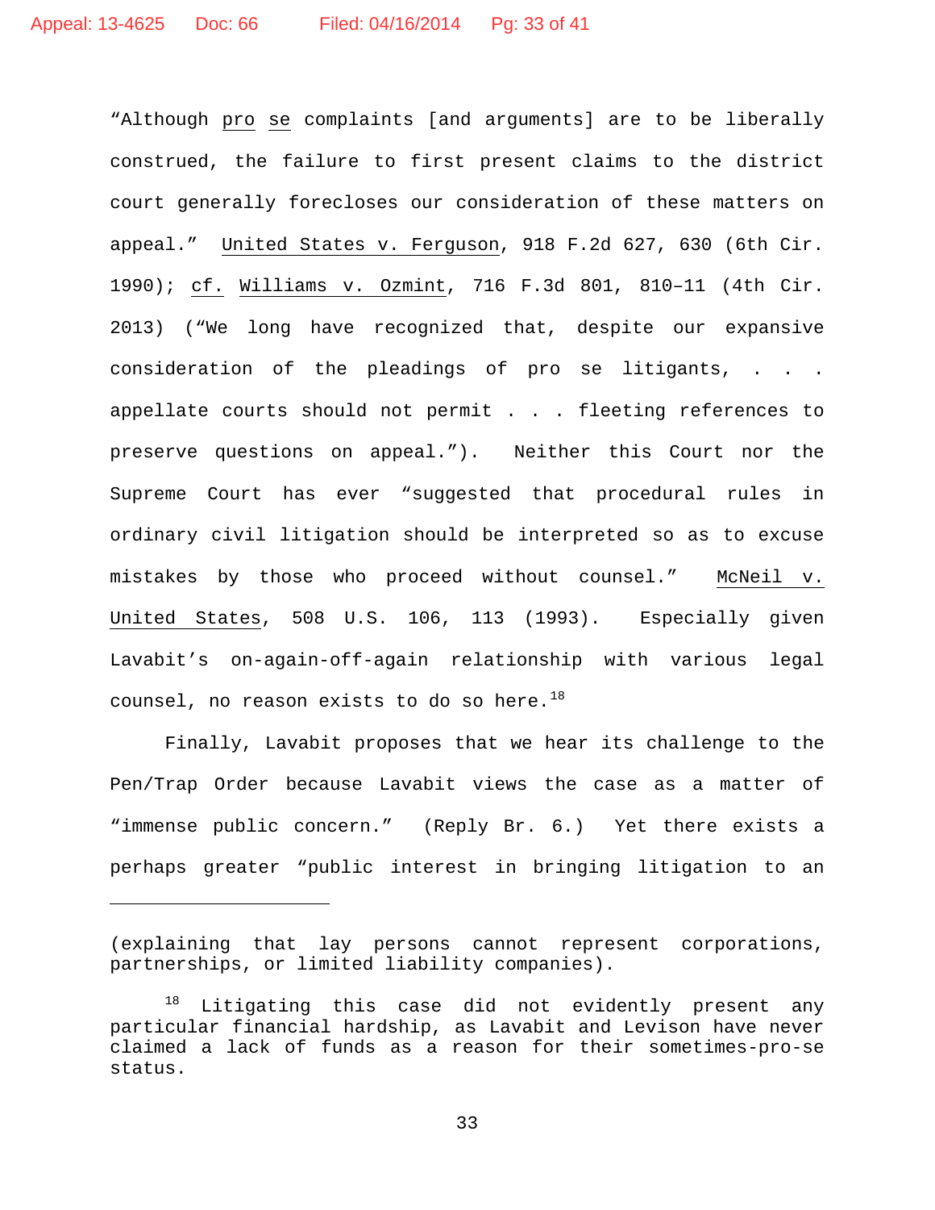"Although _pro_ _se_ complaints [and arguments] are to be liberally construed, the failure to first present claims to the district court generally forecloses our consideration of these matters on appeal." _United States v. Ferguson_, 918 F.2d 627, 630 (6th Cir. 1990); _cf._ _Williams v. Ozmint_, 716 F.3d 801, 810–11 (4th Cir. 2013) ("We long have recognized that, despite our expansive consideration of the pleadings of pro se litigants, . . . appellate courts should not permit . . . fleeting references to preserve questions on appeal."). Neither this Court nor the Supreme Court has ever "suggested that procedural rules in ordinary civil litigation should be interpreted so as to excuse mistakes by those who proceed without counsel." _McNeil v. United States_, 508 U.S. 106, 113 (1993). Especially given Lavabit's on-again-off-again relationship with various legal counsel, no reason exists to do so here.[18]

Finally, Lavabit proposes that we hear its challenge to the Pen/Trap Order because Lavabit views the case as a matter of "immense public concern." (Reply Br. 6.) Yet there exists a perhaps greater "public interest in bringing litigation to an

---

(explaining that lay persons cannot represent corporations, partnerships, or limited liability companies).

[18] Litigating this case did not evidently present any particular financial hardship, as Lavabit and Levison have never claimed a lack of funds as a reason for their sometimes-pro-se status.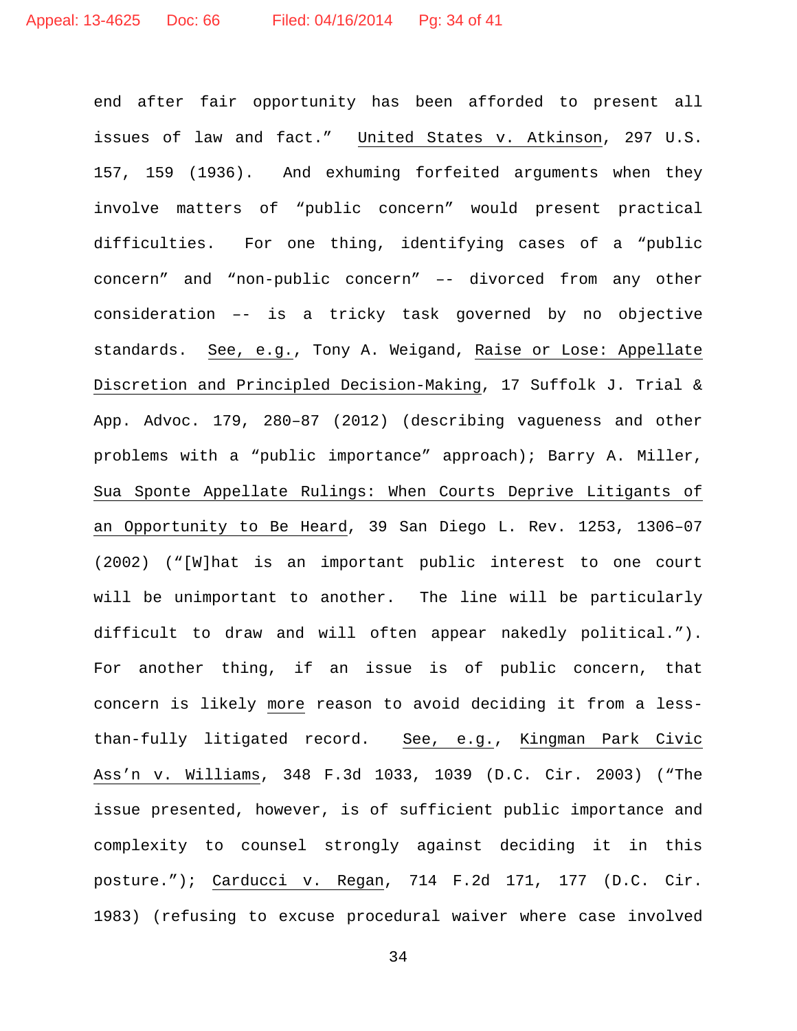end after fair opportunity has been afforded to present all issues of law and fact." United States v. Atkinson, 297 U.S. 157, 159 (1936). And exhuming forfeited arguments when they involve matters of "public concern" would present practical difficulties. For one thing, identifying cases of a "public concern" and "non-public concern" –- divorced from any other consideration –- is a tricky task governed by no objective standards. See, e.g., Tony A. Weigand, Raise or Lose: Appellate Discretion and Principled Decision-Making, 17 Suffolk J. Trial & App. Advoc. 179, 280–87 (2012) (describing vagueness and other problems with a "public importance" approach); Barry A. Miller, Sua Sponte Appellate Rulings: When Courts Deprive Litigants of an Opportunity to Be Heard, 39 San Diego L. Rev. 1253, 1306–07 (2002) ("[W]hat is an important public interest to one court will be unimportant to another. The line will be particularly difficult to draw and will often appear nakedly political."). For another thing, if an issue is of public concern, that concern is likely more reason to avoid deciding it from a less-than-fully litigated record. See, e.g., Kingman Park Civic Ass'n v. Williams, 348 F.3d 1033, 1039 (D.C. Cir. 2003) ("The issue presented, however, is of sufficient public importance and complexity to counsel strongly against deciding it in this posture."); Carducci v. Regan, 714 F.2d 171, 177 (D.C. Cir. 1983) (refusing to excuse procedural waiver where case involved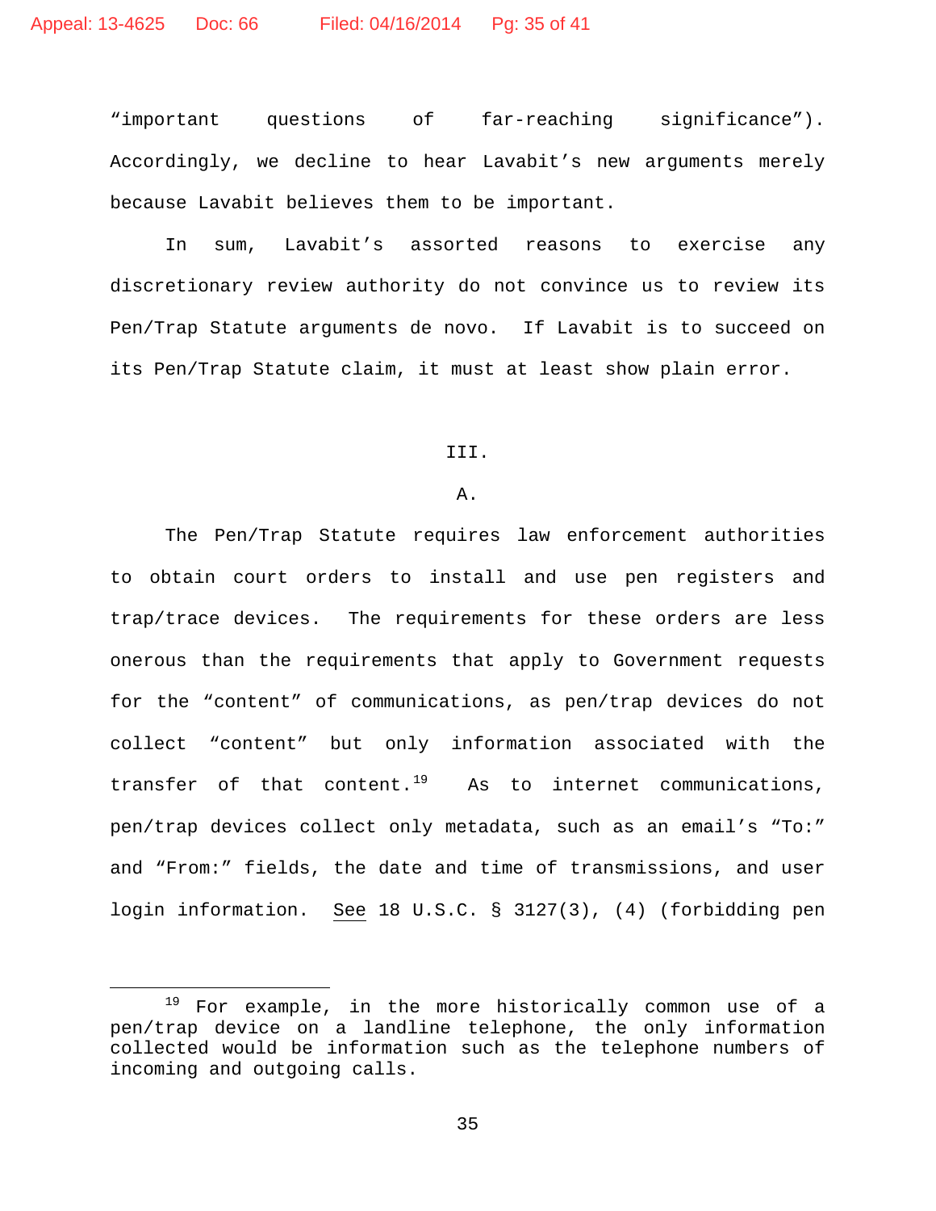"important questions of far-reaching significance"). Accordingly, we decline to hear Lavabit's new arguments merely because Lavabit believes them to be important.

In sum, Lavabit's assorted reasons to exercise any discretionary review authority do not convince us to review its Pen/Trap Statute arguments de novo. If Lavabit is to succeed on its Pen/Trap Statute claim, it must at least show plain error.

III.

A.

The Pen/Trap Statute requires law enforcement authorities to obtain court orders to install and use pen registers and trap/trace devices. The requirements for these orders are less onerous than the requirements that apply to Government requests for the "content" of communications, as pen/trap devices do not collect "content" but only information associated with the transfer of that content.[19] As to internet communications, pen/trap devices collect only metadata, such as an email's "To:" and "From:" fields, the date and time of transmissions, and user login information. See 18 U.S.C. § 3127(3), (4) (forbidding pen

---

[19] For example, in the more historically common use of a pen/trap device on a landline telephone, the only information collected would be information such as the telephone numbers of incoming and outgoing calls.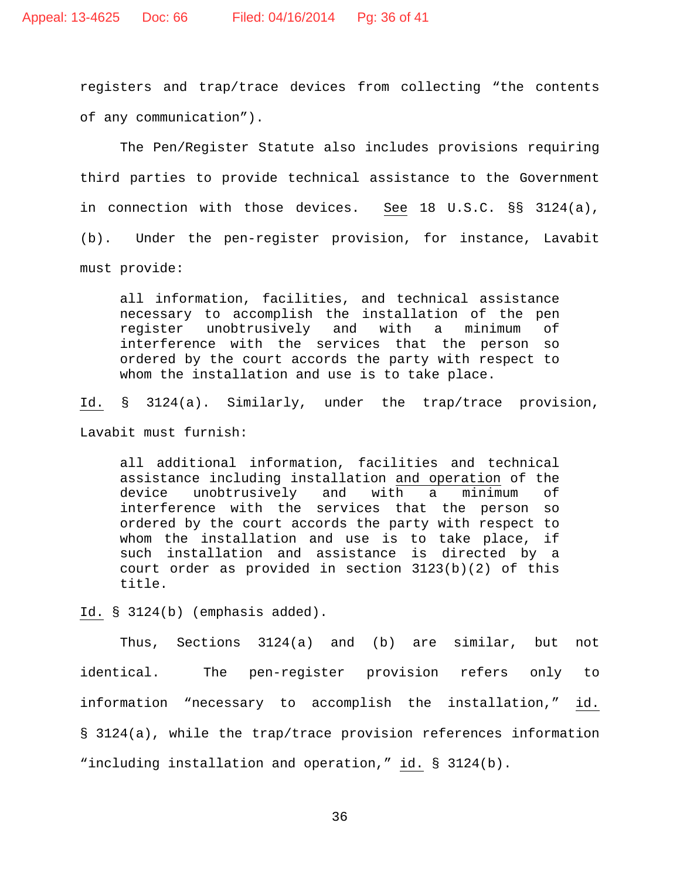registers and trap/trace devices from collecting "the contents of any communication").

The Pen/Register Statute also includes provisions requiring third parties to provide technical assistance to the Government in connection with those devices. <u>See</u> 18 U.S.C. §§ 3124(a), (b). Under the pen-register provision, for instance, Lavabit must provide:

> all information, facilities, and technical assistance necessary to accomplish the installation of the pen register unobtrusively and with a minimum of interference with the services that the person so ordered by the court accords the party with respect to whom the installation and use is to take place.

<u>Id.</u> § 3124(a). Similarly, under the trap/trace provision, Lavabit must furnish:

> all additional information, facilities and technical assistance including installation <u>and operation</u> of the device unobtrusively and with a minimum of interference with the services that the person so ordered by the court accords the party with respect to whom the installation and use is to take place, if such installation and assistance is directed by a court order as provided in section 3123(b)(2) of this title.

<u>Id.</u> § 3124(b) (emphasis added).

Thus, Sections 3124(a) and (b) are similar, but not identical. The pen-register provision refers only to information "necessary to accomplish the installation," <u>id.</u> § 3124(a), while the trap/trace provision references information "including installation and operation," <u>id.</u> § 3124(b).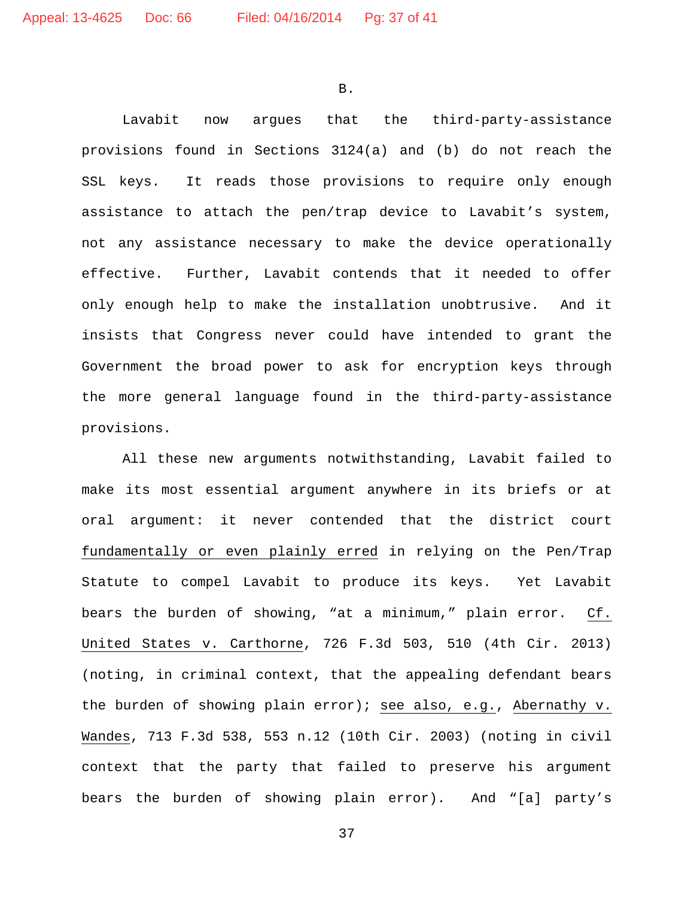B.

Lavabit now argues that the third-party-assistance provisions found in Sections 3124(a) and (b) do not reach the SSL keys. It reads those provisions to require only enough assistance to attach the pen/trap device to Lavabit's system, not any assistance necessary to make the device operationally effective. Further, Lavabit contends that it needed to offer only enough help to make the installation unobtrusive. And it insists that Congress never could have intended to grant the Government the broad power to ask for encryption keys through the more general language found in the third-party-assistance provisions.

All these new arguments notwithstanding, Lavabit failed to make its most essential argument anywhere in its briefs or at oral argument: it never contended that the district court fundamentally or even plainly erred in relying on the Pen/Trap Statute to compel Lavabit to produce its keys. Yet Lavabit bears the burden of showing, "at a minimum," plain error. *Cf. United States v. Carthorne*, 726 F.3d 503, 510 (4th Cir. 2013) (noting, in criminal context, that the appealing defendant bears the burden of showing plain error); *see also, e.g.*, *Abernathy v. Wandes*, 713 F.3d 538, 553 n.12 (10th Cir. 2003) (noting in civil context that the party that failed to preserve his argument bears the burden of showing plain error). And "[a] party's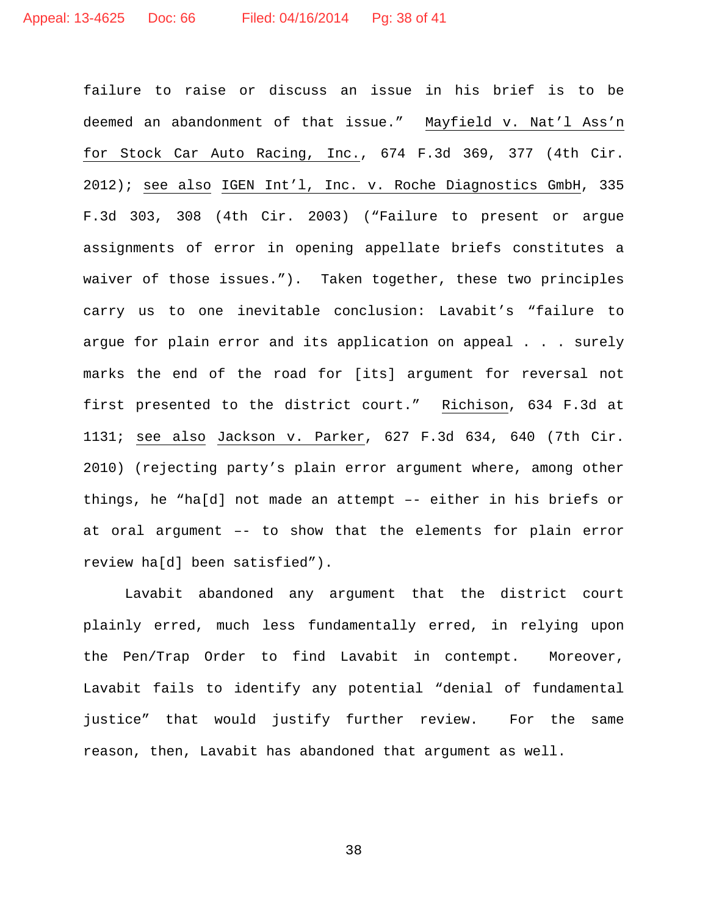failure to raise or discuss an issue in his brief is to be deemed an abandonment of that issue." Mayfield v. Nat'l Ass'n for Stock Car Auto Racing, Inc., 674 F.3d 369, 377 (4th Cir. 2012); see also IGEN Int'l, Inc. v. Roche Diagnostics GmbH, 335 F.3d 303, 308 (4th Cir. 2003) ("Failure to present or argue assignments of error in opening appellate briefs constitutes a waiver of those issues."). Taken together, these two principles carry us to one inevitable conclusion: Lavabit's "failure to argue for plain error and its application on appeal . . . surely marks the end of the road for [its] argument for reversal not first presented to the district court." Richison, 634 F.3d at 1131; see also Jackson v. Parker, 627 F.3d 634, 640 (7th Cir. 2010) (rejecting party's plain error argument where, among other things, he "ha[d] not made an attempt –- either in his briefs or at oral argument –- to show that the elements for plain error review ha[d] been satisfied").

Lavabit abandoned any argument that the district court plainly erred, much less fundamentally erred, in relying upon the Pen/Trap Order to find Lavabit in contempt. Moreover, Lavabit fails to identify any potential "denial of fundamental justice" that would justify further review. For the same reason, then, Lavabit has abandoned that argument as well.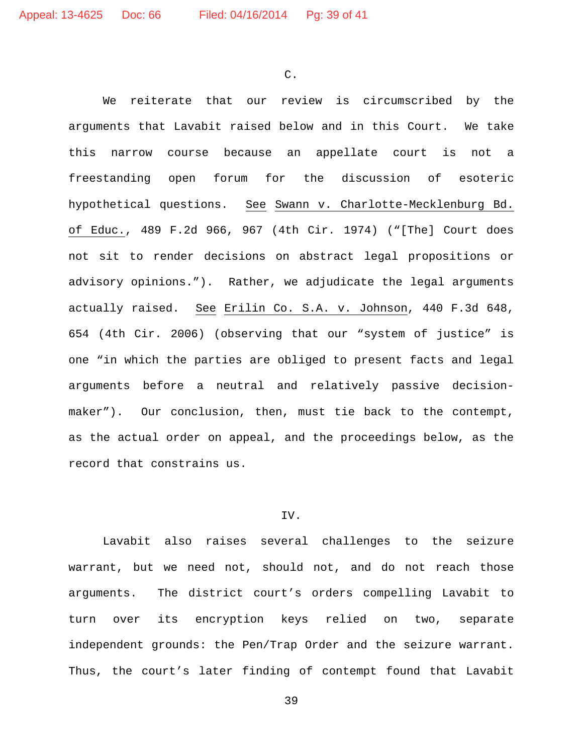## C.

We reiterate that our review is circumscribed by the arguments that Lavabit raised below and in this Court. We take this narrow course because an appellate court is not a freestanding open forum for the discussion of esoteric hypothetical questions. See Swann v. Charlotte-Mecklenburg Bd. of Educ., 489 F.2d 966, 967 (4th Cir. 1974) ("[The] Court does not sit to render decisions on abstract legal propositions or advisory opinions."). Rather, we adjudicate the legal arguments actually raised. See Erilin Co. S.A. v. Johnson, 440 F.3d 648, 654 (4th Cir. 2006) (observing that our "system of justice" is one "in which the parties are obliged to present facts and legal arguments before a neutral and relatively passive decision-maker"). Our conclusion, then, must tie back to the contempt, as the actual order on appeal, and the proceedings below, as the record that constrains us.

## IV.

Lavabit also raises several challenges to the seizure warrant, but we need not, should not, and do not reach those arguments. The district court's orders compelling Lavabit to turn over its encryption keys relied on two, separate independent grounds: the Pen/Trap Order and the seizure warrant. Thus, the court's later finding of contempt found that Lavabit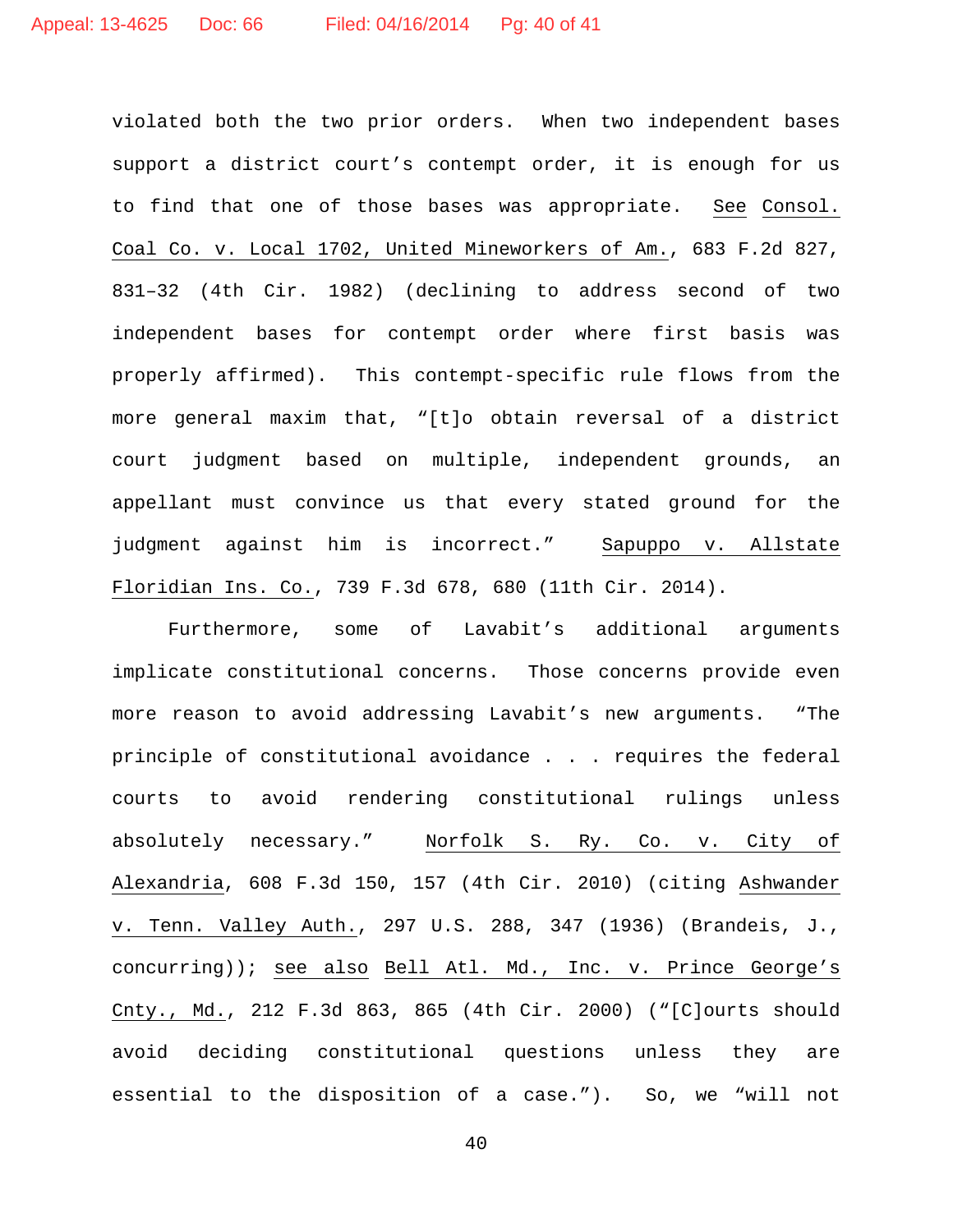violated both the two prior orders. When two independent bases support a district court's contempt order, it is enough for us to find that one of those bases was appropriate. See Consol. Coal Co. v. Local 1702, United Mineworkers of Am., 683 F.2d 827, 831–32 (4th Cir. 1982) (declining to address second of two independent bases for contempt order where first basis was properly affirmed). This contempt-specific rule flows from the more general maxim that, "[t]o obtain reversal of a district court judgment based on multiple, independent grounds, an appellant must convince us that every stated ground for the judgment against him is incorrect." Sapuppo v. Allstate Floridian Ins. Co., 739 F.3d 678, 680 (11th Cir. 2014).

Furthermore, some of Lavabit's additional arguments implicate constitutional concerns. Those concerns provide even more reason to avoid addressing Lavabit's new arguments. "The principle of constitutional avoidance . . . requires the federal courts to avoid rendering constitutional rulings unless absolutely necessary." Norfolk S. Ry. Co. v. City of Alexandria, 608 F.3d 150, 157 (4th Cir. 2010) (citing Ashwander v. Tenn. Valley Auth., 297 U.S. 288, 347 (1936) (Brandeis, J., concurring)); see also Bell Atl. Md., Inc. v. Prince George's Cnty., Md., 212 F.3d 863, 865 (4th Cir. 2000) ("[C]ourts should avoid deciding constitutional questions unless they are essential to the disposition of a case."). So, we "will not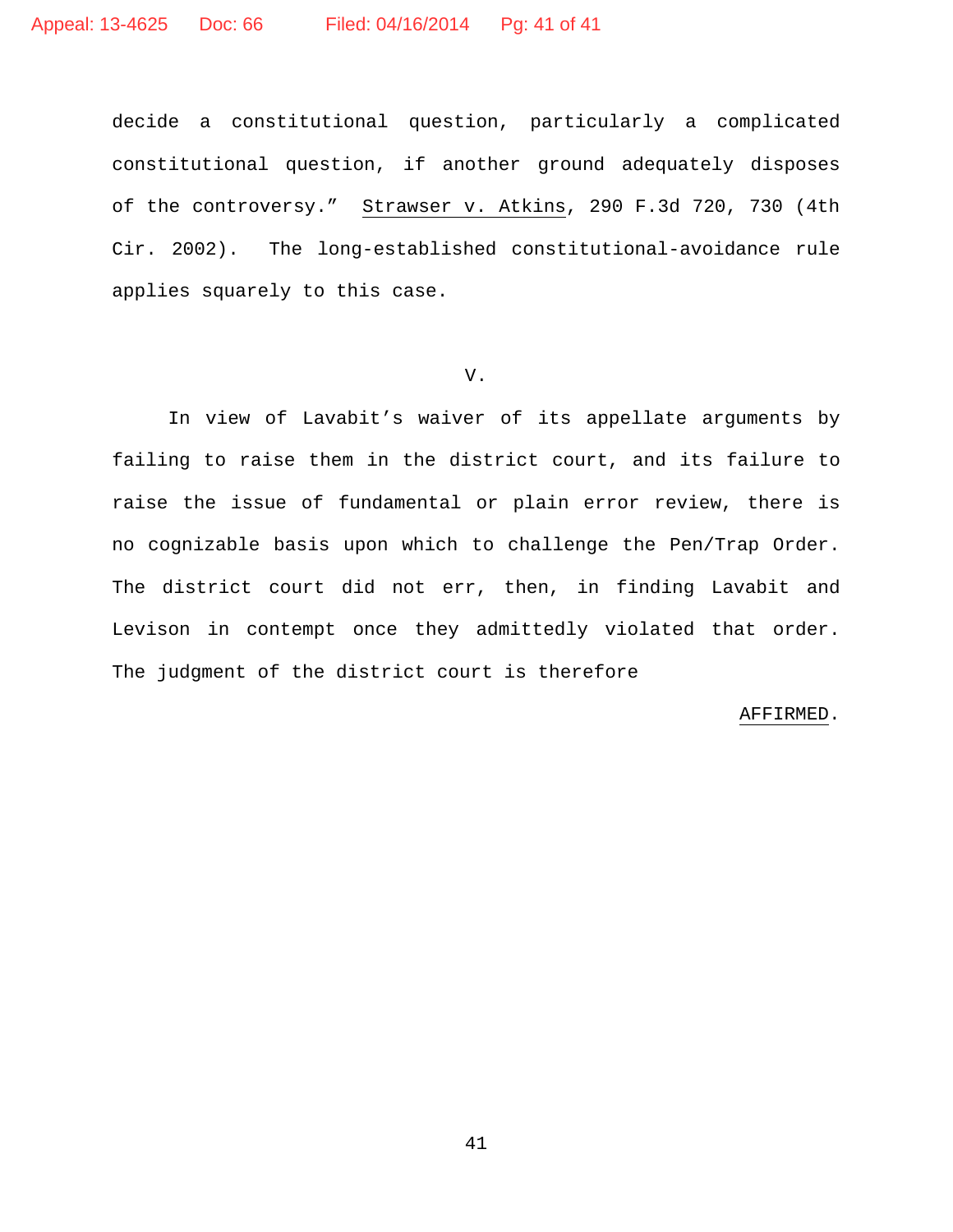decide a constitutional question, particularly a complicated constitutional question, if another ground adequately disposes of the controversy." Strawser v. Atkins, 290 F.3d 720, 730 (4th Cir. 2002). The long-established constitutional-avoidance rule applies squarely to this case.

V.

In view of Lavabit's waiver of its appellate arguments by failing to raise them in the district court, and its failure to raise the issue of fundamental or plain error review, there is no cognizable basis upon which to challenge the Pen/Trap Order. The district court did not err, then, in finding Lavabit and Levison in contempt once they admittedly violated that order. The judgment of the district court is therefore

AFFIRMED.